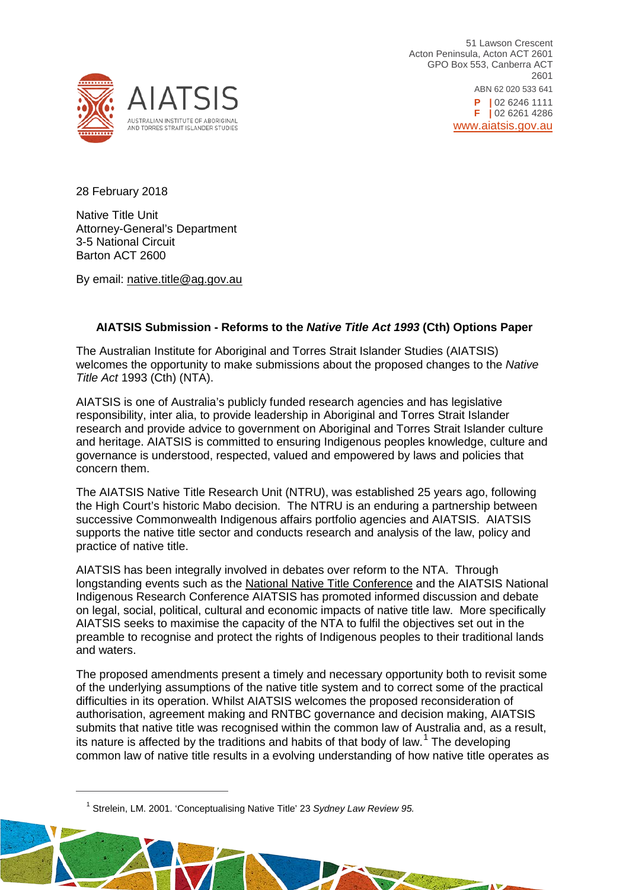AIATSIS

AUSTRALIAN INSTITUTE OF ABORIGINAL AND TORRES STRAIT ISLANDER STUDIES

51 Lawson Crescent
Acton Peninsula, Acton ACT 2601
GPO Box 553, Canberra ACT 2601

ABN 62 020 533 641

**P** | 02 6246 1111
**F** | 02 6261 4286
www.aiatsis.gov.au

28 February 2018

Native Title Unit
Attorney-General's Department
3-5 National Circuit
Barton ACT 2600

By email: native.title@ag.gov.au

**AIATSIS Submission - Reforms to the *Native Title Act 1993* (Cth) Options Paper**

The Australian Institute for Aboriginal and Torres Strait Islander Studies (AIATSIS) welcomes the opportunity to make submissions about the proposed changes to the *Native Title Act* 1993 (Cth) (NTA).

AIATSIS is one of Australia's publicly funded research agencies and has legislative responsibility, inter alia, to provide leadership in Aboriginal and Torres Strait Islander research and provide advice to government on Aboriginal and Torres Strait Islander culture and heritage. AIATSIS is committed to ensuring Indigenous peoples knowledge, culture and governance is understood, respected, valued and empowered by laws and policies that concern them.

The AIATSIS Native Title Research Unit (NTRU), was established 25 years ago, following the High Court's historic Mabo decision. The NTRU is an enduring a partnership between successive Commonwealth Indigenous affairs portfolio agencies and AIATSIS. AIATSIS supports the native title sector and conducts research and analysis of the law, policy and practice of native title.

AIATSIS has been integrally involved in debates over reform to the NTA. Through longstanding events such as the National Native Title Conference and the AIATSIS National Indigenous Research Conference AIATSIS has promoted informed discussion and debate on legal, social, political, cultural and economic impacts of native title law. More specifically AIATSIS seeks to maximise the capacity of the NTA to fulfil the objectives set out in the preamble to recognise and protect the rights of Indigenous peoples to their traditional lands and waters.

The proposed amendments present a timely and necessary opportunity both to revisit some of the underlying assumptions of the native title system and to correct some of the practical difficulties in its operation. Whilst AIATSIS welcomes the proposed reconsideration of authorisation, agreement making and RNTBC governance and decision making, AIATSIS submits that native title was recognised within the common law of Australia and, as a result, its nature is affected by the traditions and habits of that body of law.[1] The developing common law of native title results in a evolving understanding of how native title operates as

[1] Strelein, LM. 2001. 'Conceptualising Native Title' 23 *Sydney Law Review 95.*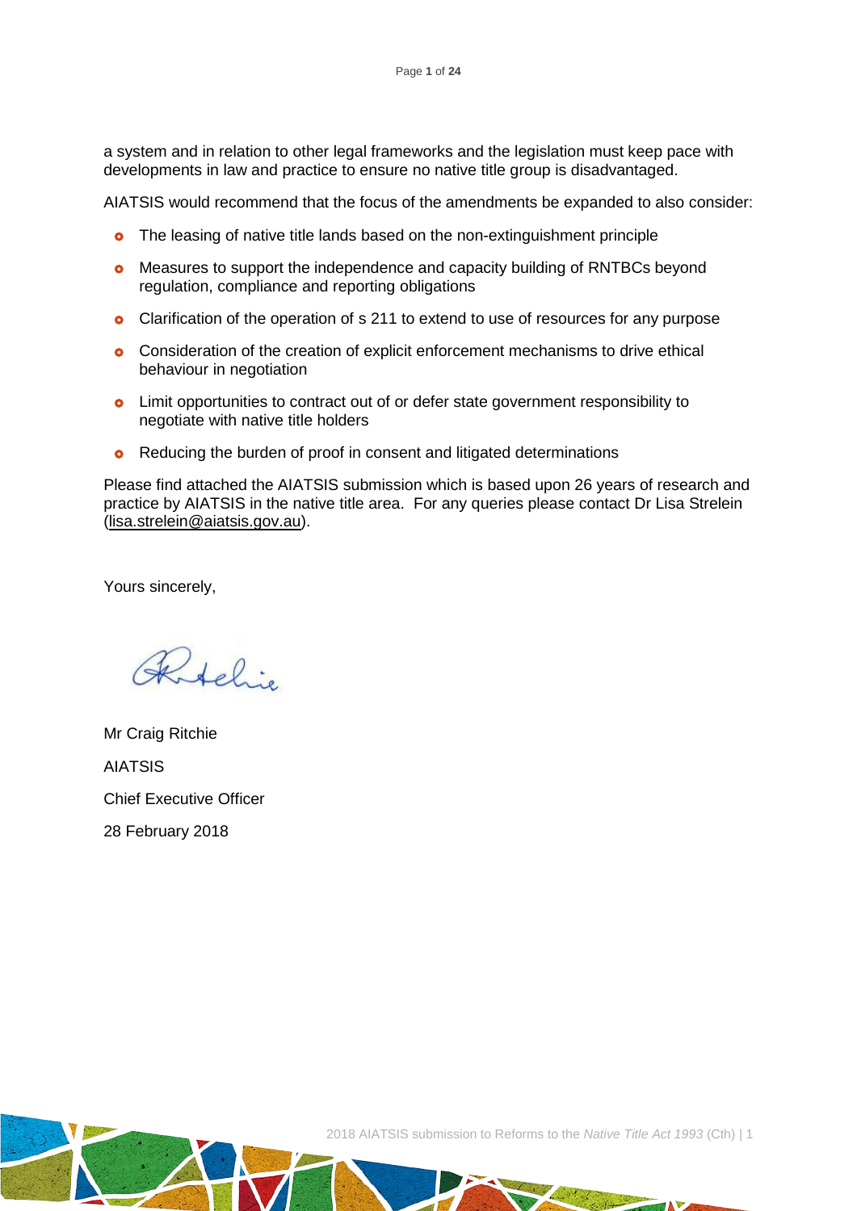a system and in relation to other legal frameworks and the legislation must keep pace with developments in law and practice to ensure no native title group is disadvantaged.

AIATSIS would recommend that the focus of the amendments be expanded to also consider:

- The leasing of native title lands based on the non-extinguishment principle
- Measures to support the independence and capacity building of RNTBCs beyond regulation, compliance and reporting obligations
- Clarification of the operation of s 211 to extend to use of resources for any purpose
- Consideration of the creation of explicit enforcement mechanisms to drive ethical behaviour in negotiation
- Limit opportunities to contract out of or defer state government responsibility to negotiate with native title holders
- Reducing the burden of proof in consent and litigated determinations

Please find attached the AIATSIS submission which is based upon 26 years of research and practice by AIATSIS in the native title area. For any queries please contact Dr Lisa Strelein (lisa.strelein@aiatsis.gov.au).

Yours sincerely,

Mr Craig Ritchie

AIATSIS

Chief Executive Officer

28 February 2018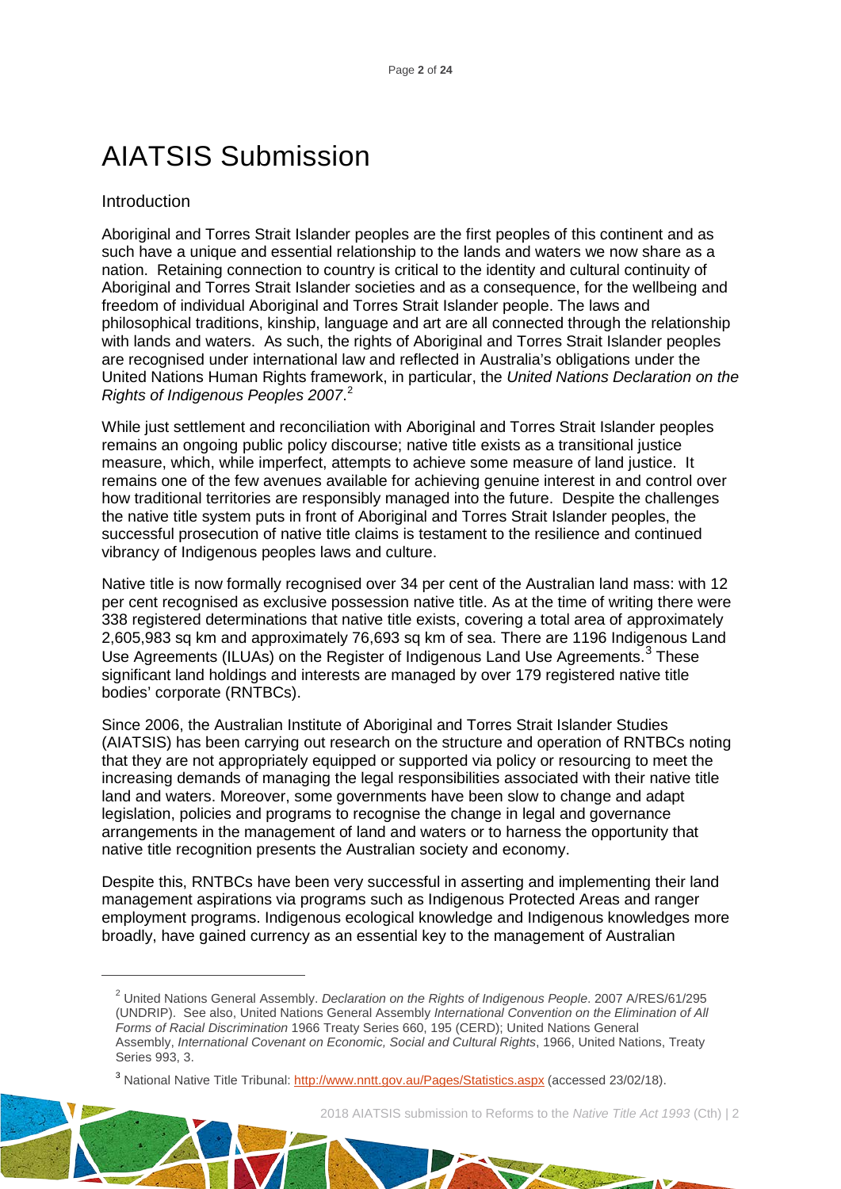# AIATSIS Submission

## Introduction

Aboriginal and Torres Strait Islander peoples are the first peoples of this continent and as such have a unique and essential relationship to the lands and waters we now share as a nation. Retaining connection to country is critical to the identity and cultural continuity of Aboriginal and Torres Strait Islander societies and as a consequence, for the wellbeing and freedom of individual Aboriginal and Torres Strait Islander people. The laws and philosophical traditions, kinship, language and art are all connected through the relationship with lands and waters. As such, the rights of Aboriginal and Torres Strait Islander peoples are recognised under international law and reflected in Australia's obligations under the United Nations Human Rights framework, in particular, the *United Nations Declaration on the Rights of Indigenous Peoples 2007*.[2]

While just settlement and reconciliation with Aboriginal and Torres Strait Islander peoples remains an ongoing public policy discourse; native title exists as a transitional justice measure, which, while imperfect, attempts to achieve some measure of land justice. It remains one of the few avenues available for achieving genuine interest in and control over how traditional territories are responsibly managed into the future. Despite the challenges the native title system puts in front of Aboriginal and Torres Strait Islander peoples, the successful prosecution of native title claims is testament to the resilience and continued vibrancy of Indigenous peoples laws and culture.

Native title is now formally recognised over 34 per cent of the Australian land mass: with 12 per cent recognised as exclusive possession native title. As at the time of writing there were 338 registered determinations that native title exists, covering a total area of approximately 2,605,983 sq km and approximately 76,693 sq km of sea. There are 1196 Indigenous Land Use Agreements (ILUAs) on the Register of Indigenous Land Use Agreements.[3] These significant land holdings and interests are managed by over 179 registered native title bodies' corporate (RNTBCs).

Since 2006, the Australian Institute of Aboriginal and Torres Strait Islander Studies (AIATSIS) has been carrying out research on the structure and operation of RNTBCs noting that they are not appropriately equipped or supported via policy or resourcing to meet the increasing demands of managing the legal responsibilities associated with their native title land and waters. Moreover, some governments have been slow to change and adapt legislation, policies and programs to recognise the change in legal and governance arrangements in the management of land and waters or to harness the opportunity that native title recognition presents the Australian society and economy.

Despite this, RNTBCs have been very successful in asserting and implementing their land management aspirations via programs such as Indigenous Protected Areas and ranger employment programs. Indigenous ecological knowledge and Indigenous knowledges more broadly, have gained currency as an essential key to the management of Australian

---

[2] United Nations General Assembly. *Declaration on the Rights of Indigenous People*. 2007 A/RES/61/295 (UNDRIP). See also, United Nations General Assembly *International Convention on the Elimination of All Forms of Racial Discrimination* 1966 Treaty Series 660, 195 (CERD); United Nations General Assembly, *International Covenant on Economic, Social and Cultural Rights*, 1966, United Nations, Treaty Series 993, 3.

[3] National Native Title Tribunal: http://www.nntt.gov.au/Pages/Statistics.aspx (accessed 23/02/18).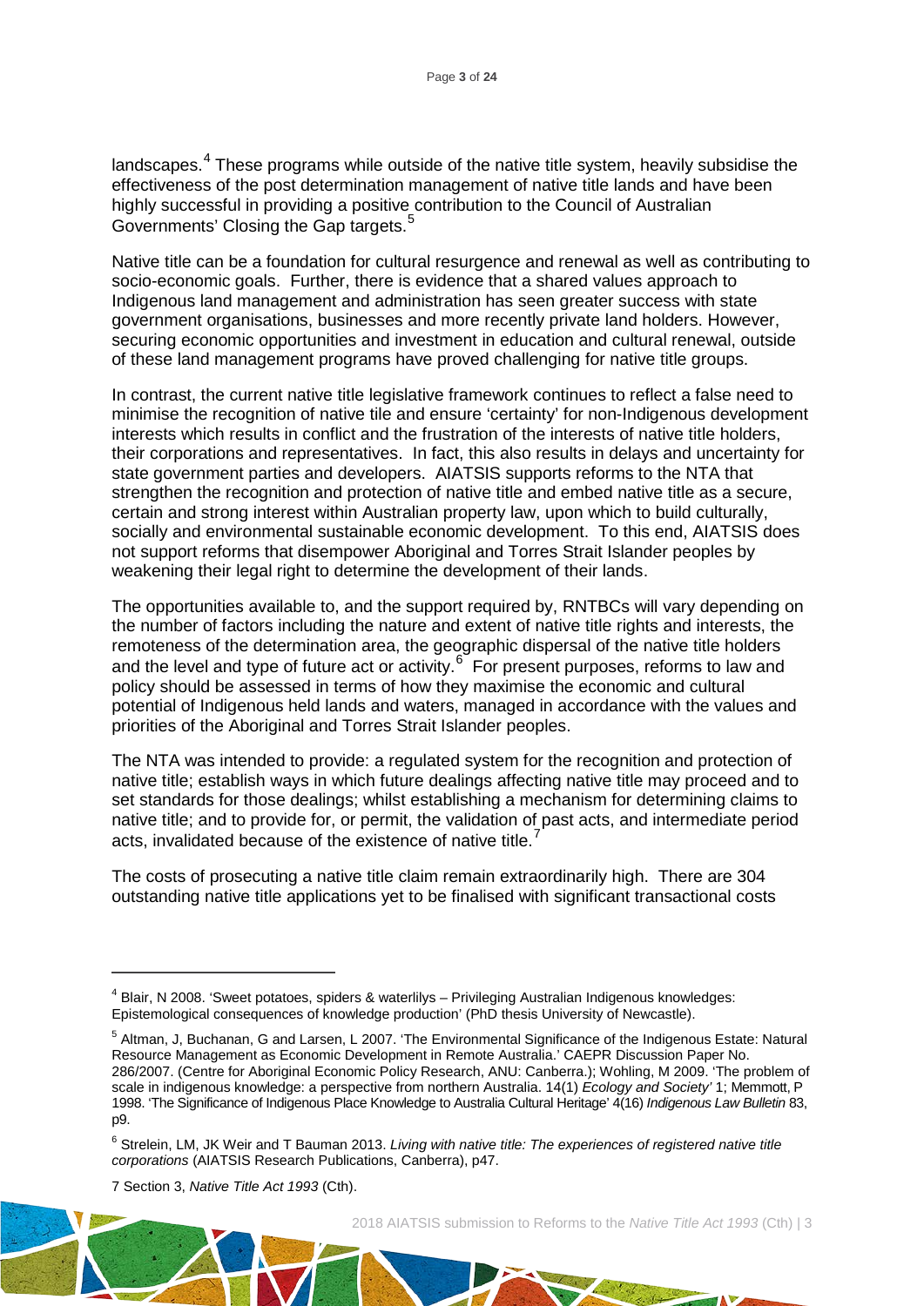landscapes.[4] These programs while outside of the native title system, heavily subsidise the effectiveness of the post determination management of native title lands and have been highly successful in providing a positive contribution to the Council of Australian Governments' Closing the Gap targets.[5]

Native title can be a foundation for cultural resurgence and renewal as well as contributing to socio-economic goals. Further, there is evidence that a shared values approach to Indigenous land management and administration has seen greater success with state government organisations, businesses and more recently private land holders. However, securing economic opportunities and investment in education and cultural renewal, outside of these land management programs have proved challenging for native title groups.

In contrast, the current native title legislative framework continues to reflect a false need to minimise the recognition of native tile and ensure 'certainty' for non-Indigenous development interests which results in conflict and the frustration of the interests of native title holders, their corporations and representatives. In fact, this also results in delays and uncertainty for state government parties and developers. AIATSIS supports reforms to the NTA that strengthen the recognition and protection of native title and embed native title as a secure, certain and strong interest within Australian property law, upon which to build culturally, socially and environmental sustainable economic development. To this end, AIATSIS does not support reforms that disempower Aboriginal and Torres Strait Islander peoples by weakening their legal right to determine the development of their lands.

The opportunities available to, and the support required by, RNTBCs will vary depending on the number of factors including the nature and extent of native title rights and interests, the remoteness of the determination area, the geographic dispersal of the native title holders and the level and type of future act or activity.[6] For present purposes, reforms to law and policy should be assessed in terms of how they maximise the economic and cultural potential of Indigenous held lands and waters, managed in accordance with the values and priorities of the Aboriginal and Torres Strait Islander peoples.

The NTA was intended to provide: a regulated system for the recognition and protection of native title; establish ways in which future dealings affecting native title may proceed and to set standards for those dealings; whilst establishing a mechanism for determining claims to native title; and to provide for, or permit, the validation of past acts, and intermediate period acts, invalidated because of the existence of native title.[7]

The costs of prosecuting a native title claim remain extraordinarily high. There are 304 outstanding native title applications yet to be finalised with significant transactional costs

---

[4] Blair, N 2008. 'Sweet potatoes, spiders & waterlilys – Privileging Australian Indigenous knowledges: Epistemological consequences of knowledge production' (PhD thesis University of Newcastle).

[5] Altman, J, Buchanan, G and Larsen, L 2007. 'The Environmental Significance of the Indigenous Estate: Natural Resource Management as Economic Development in Remote Australia.' CAEPR Discussion Paper No. 286/2007. (Centre for Aboriginal Economic Policy Research, ANU: Canberra.); Wohling, M 2009. 'The problem of scale in indigenous knowledge: a perspective from northern Australia. 14(1) *Ecology and Society'* 1; Memmott, P 1998. 'The Significance of Indigenous Place Knowledge to Australia Cultural Heritage' 4(16) *Indigenous Law Bulletin* 83, p9.

[6] Strelein, LM, JK Weir and T Bauman 2013. *Living with native title: The experiences of registered native title corporations* (AIATSIS Research Publications, Canberra), p47.

7 Section 3, *Native Title Act 1993* (Cth).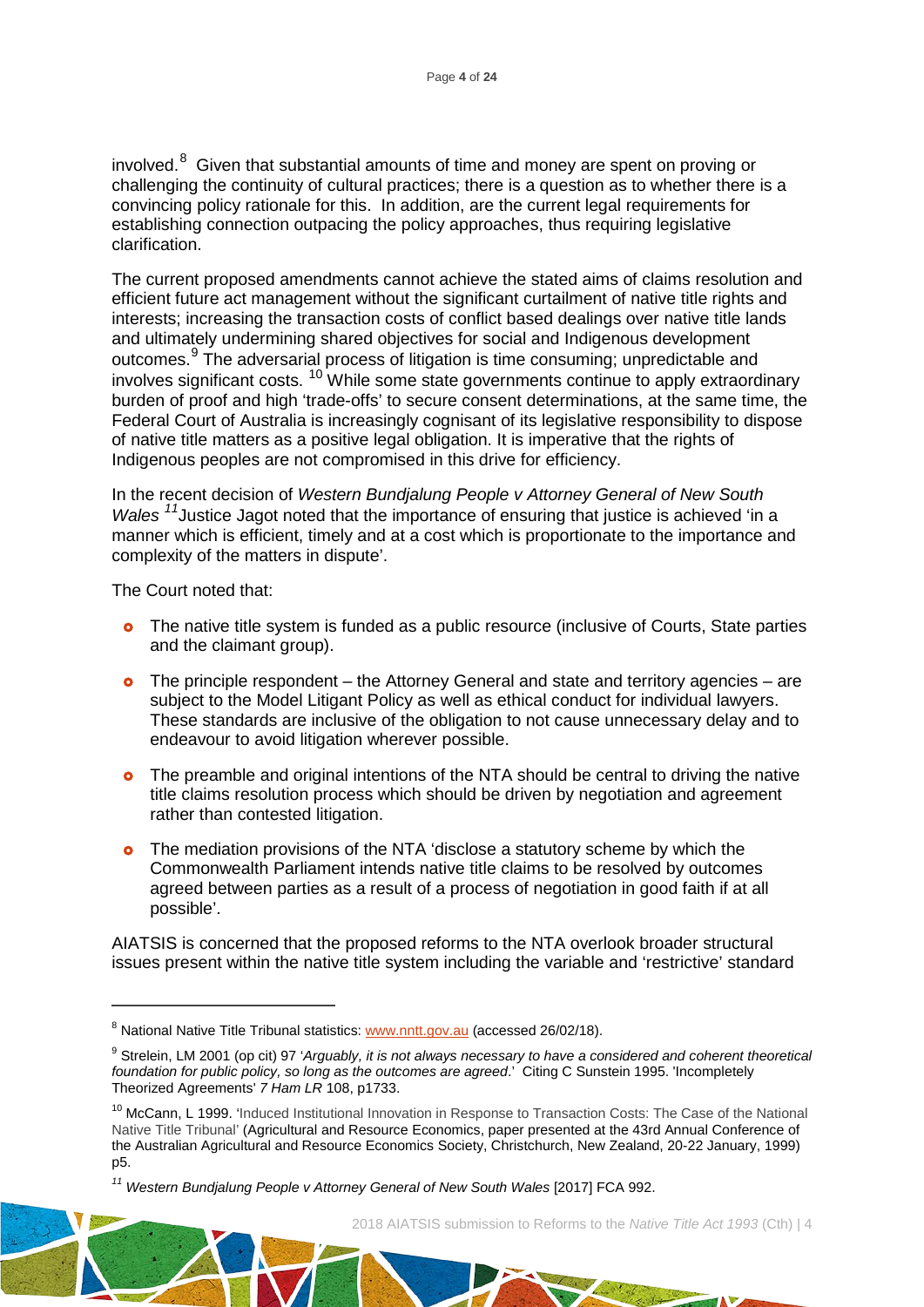involved.[8] Given that substantial amounts of time and money are spent on proving or challenging the continuity of cultural practices; there is a question as to whether there is a convincing policy rationale for this. In addition, are the current legal requirements for establishing connection outpacing the policy approaches, thus requiring legislative clarification.

The current proposed amendments cannot achieve the stated aims of claims resolution and efficient future act management without the significant curtailment of native title rights and interests; increasing the transaction costs of conflict based dealings over native title lands and ultimately undermining shared objectives for social and Indigenous development outcomes.[9] The adversarial process of litigation is time consuming; unpredictable and involves significant costs. [10] While some state governments continue to apply extraordinary burden of proof and high 'trade-offs' to secure consent determinations, at the same time, the Federal Court of Australia is increasingly cognisant of its legislative responsibility to dispose of native title matters as a positive legal obligation. It is imperative that the rights of Indigenous peoples are not compromised in this drive for efficiency.

In the recent decision of *Western Bundjalung People v Attorney General of New South Wales* [11] Justice Jagot noted that the importance of ensuring that justice is achieved 'in a manner which is efficient, timely and at a cost which is proportionate to the importance and complexity of the matters in dispute'.

The Court noted that:

- The native title system is funded as a public resource (inclusive of Courts, State parties and the claimant group).
- The principle respondent – the Attorney General and state and territory agencies – are subject to the Model Litigant Policy as well as ethical conduct for individual lawyers. These standards are inclusive of the obligation to not cause unnecessary delay and to endeavour to avoid litigation wherever possible.
- The preamble and original intentions of the NTA should be central to driving the native title claims resolution process which should be driven by negotiation and agreement rather than contested litigation.
- The mediation provisions of the NTA 'disclose a statutory scheme by which the Commonwealth Parliament intends native title claims to be resolved by outcomes agreed between parties as a result of a process of negotiation in good faith if at all possible'.

AIATSIS is concerned that the proposed reforms to the NTA overlook broader structural issues present within the native title system including the variable and 'restrictive' standard

---

[8] National Native Title Tribunal statistics: www.nntt.gov.au (accessed 26/02/18).

[9] Strelein, LM 2001 (op cit) 97 '*Arguably, it is not always necessary to have a considered and coherent theoretical foundation for public policy, so long as the outcomes are agreed*.' Citing C Sunstein 1995. 'Incompletely Theorized Agreements' *7 Ham LR* 108, p1733.

[10] McCann, L 1999. 'Induced Institutional Innovation in Response to Transaction Costs: The Case of the National Native Title Tribunal' (Agricultural and Resource Economics, paper presented at the 43rd Annual Conference of the Australian Agricultural and Resource Economics Society, Christchurch, New Zealand, 20-22 January, 1999) p5.

[11] *Western Bundjalung People v Attorney General of New South Wales* [2017] FCA 992.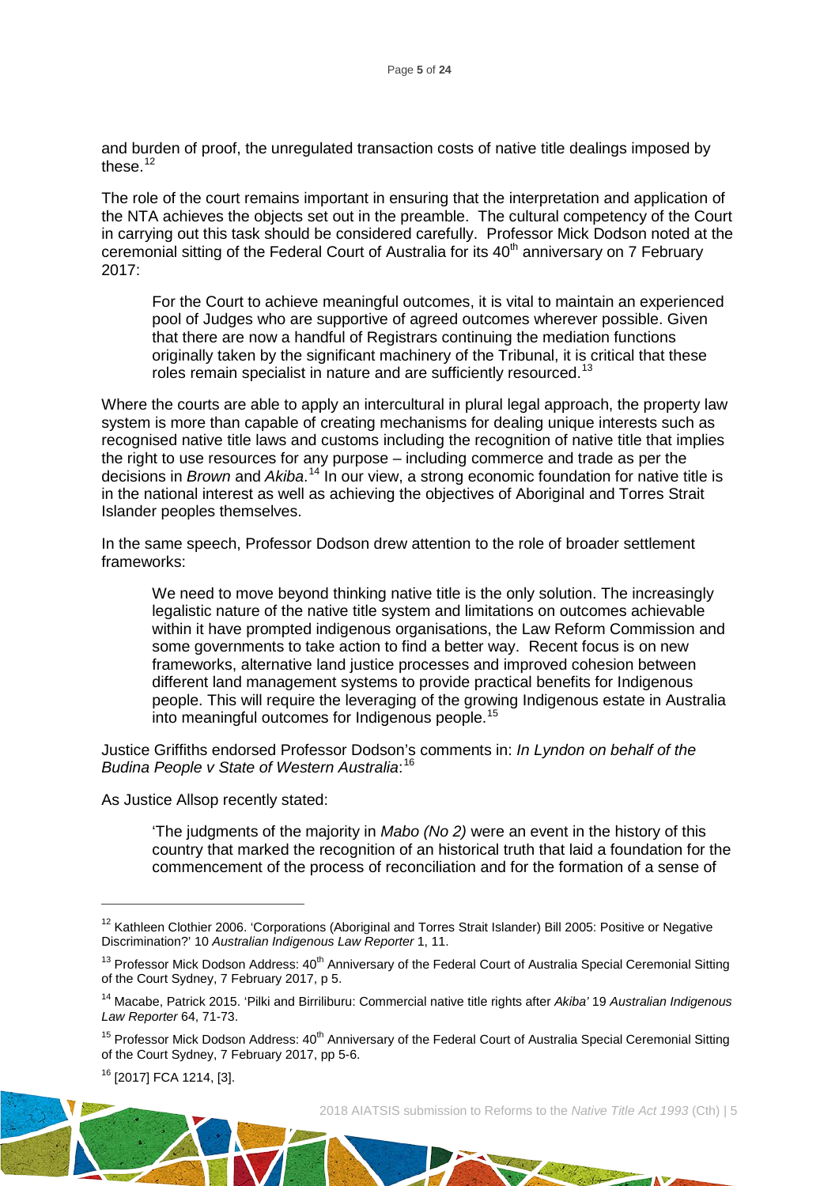and burden of proof, the unregulated transaction costs of native title dealings imposed by these.[12]

The role of the court remains important in ensuring that the interpretation and application of the NTA achieves the objects set out in the preamble. The cultural competency of the Court in carrying out this task should be considered carefully. Professor Mick Dodson noted at the ceremonial sitting of the Federal Court of Australia for its 40th anniversary on 7 February 2017:

> For the Court to achieve meaningful outcomes, it is vital to maintain an experienced pool of Judges who are supportive of agreed outcomes wherever possible. Given that there are now a handful of Registrars continuing the mediation functions originally taken by the significant machinery of the Tribunal, it is critical that these roles remain specialist in nature and are sufficiently resourced.[13]

Where the courts are able to apply an intercultural in plural legal approach, the property law system is more than capable of creating mechanisms for dealing unique interests such as recognised native title laws and customs including the recognition of native title that implies the right to use resources for any purpose – including commerce and trade as per the decisions in *Brown* and *Akiba*.[14] In our view, a strong economic foundation for native title is in the national interest as well as achieving the objectives of Aboriginal and Torres Strait Islander peoples themselves.

In the same speech, Professor Dodson drew attention to the role of broader settlement frameworks:

> We need to move beyond thinking native title is the only solution. The increasingly legalistic nature of the native title system and limitations on outcomes achievable within it have prompted indigenous organisations, the Law Reform Commission and some governments to take action to find a better way. Recent focus is on new frameworks, alternative land justice processes and improved cohesion between different land management systems to provide practical benefits for Indigenous people. This will require the leveraging of the growing Indigenous estate in Australia into meaningful outcomes for Indigenous people.[15]

Justice Griffiths endorsed Professor Dodson's comments in: *In Lyndon on behalf of the Budina People v State of Western Australia*:[16]

As Justice Allsop recently stated:

> 'The judgments of the majority in *Mabo (No 2)* were an event in the history of this country that marked the recognition of an historical truth that laid a foundation for the commencement of the process of reconciliation and for the formation of a sense of

---

[12] Kathleen Clothier 2006. 'Corporations (Aboriginal and Torres Strait Islander) Bill 2005: Positive or Negative Discrimination?' 10 *Australian Indigenous Law Reporter* 1, 11.

[13] Professor Mick Dodson Address: 40th Anniversary of the Federal Court of Australia Special Ceremonial Sitting of the Court Sydney, 7 February 2017, p 5.

[14] Macabe, Patrick 2015. 'Pilki and Birriliburu: Commercial native title rights after *Akiba'* 19 *Australian Indigenous Law Reporter* 64, 71-73.

[15] Professor Mick Dodson Address: 40th Anniversary of the Federal Court of Australia Special Ceremonial Sitting of the Court Sydney, 7 February 2017, pp 5-6.

[16] [2017] FCA 1214, [3].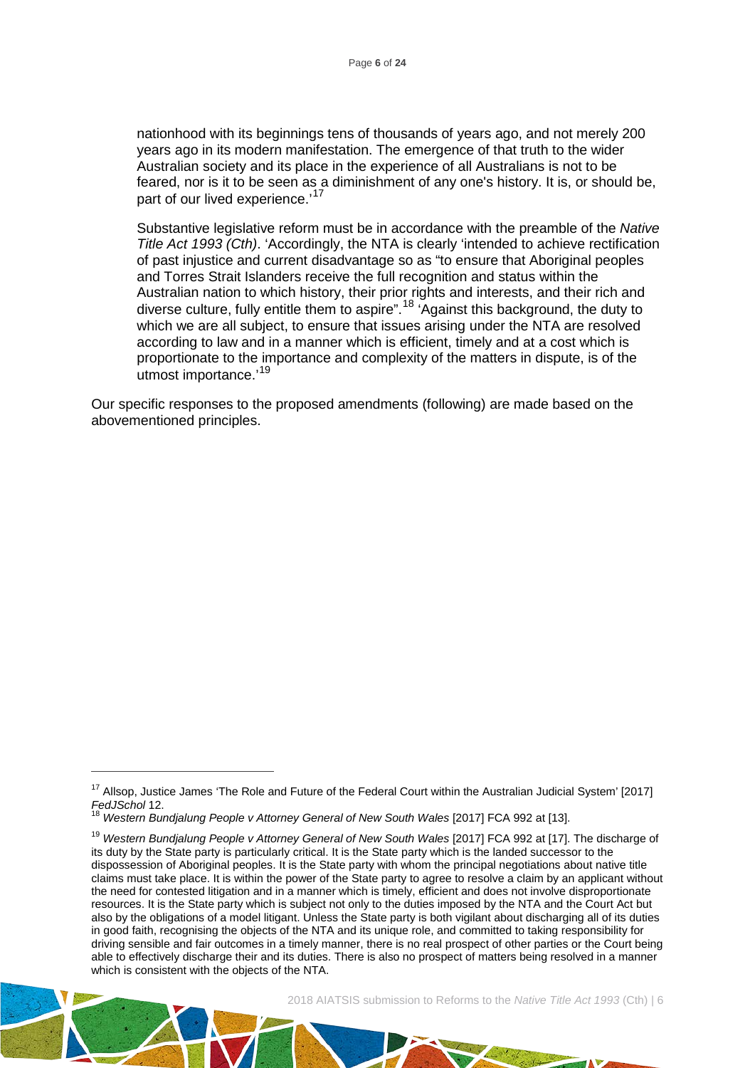nationhood with its beginnings tens of thousands of years ago, and not merely 200 years ago in its modern manifestation. The emergence of that truth to the wider Australian society and its place in the experience of all Australians is not to be feared, nor is it to be seen as a diminishment of any one's history. It is, or should be, part of our lived experience.'[17]

Substantive legislative reform must be in accordance with the preamble of the *Native Title Act 1993 (Cth)*. 'Accordingly, the NTA is clearly 'intended to achieve rectification of past injustice and current disadvantage so as "to ensure that Aboriginal peoples and Torres Strait Islanders receive the full recognition and status within the Australian nation to which history, their prior rights and interests, and their rich and diverse culture, fully entitle them to aspire".[18] 'Against this background, the duty to which we are all subject, to ensure that issues arising under the NTA are resolved according to law and in a manner which is efficient, timely and at a cost which is proportionate to the importance and complexity of the matters in dispute, is of the utmost importance.'[19]

Our specific responses to the proposed amendments (following) are made based on the abovementioned principles.

---

[17] Allsop, Justice James 'The Role and Future of the Federal Court within the Australian Judicial System' [2017] *FedJSchol* 12.

[18] *Western Bundjalung People v Attorney General of New South Wales* [2017] FCA 992 at [13].

[19] *Western Bundjalung People v Attorney General of New South Wales* [2017] FCA 992 at [17]. The discharge of its duty by the State party is particularly critical. It is the State party which is the landed successor to the dispossession of Aboriginal peoples. It is the State party with whom the principal negotiations about native title claims must take place. It is within the power of the State party to agree to resolve a claim by an applicant without the need for contested litigation and in a manner which is timely, efficient and does not involve disproportionate resources. It is the State party which is subject not only to the duties imposed by the NTA and the Court Act but also by the obligations of a model litigant. Unless the State party is both vigilant about discharging all of its duties in good faith, recognising the objects of the NTA and its unique role, and committed to taking responsibility for driving sensible and fair outcomes in a timely manner, there is no real prospect of other parties or the Court being able to effectively discharge their and its duties. There is also no prospect of matters being resolved in a manner which is consistent with the objects of the NTA.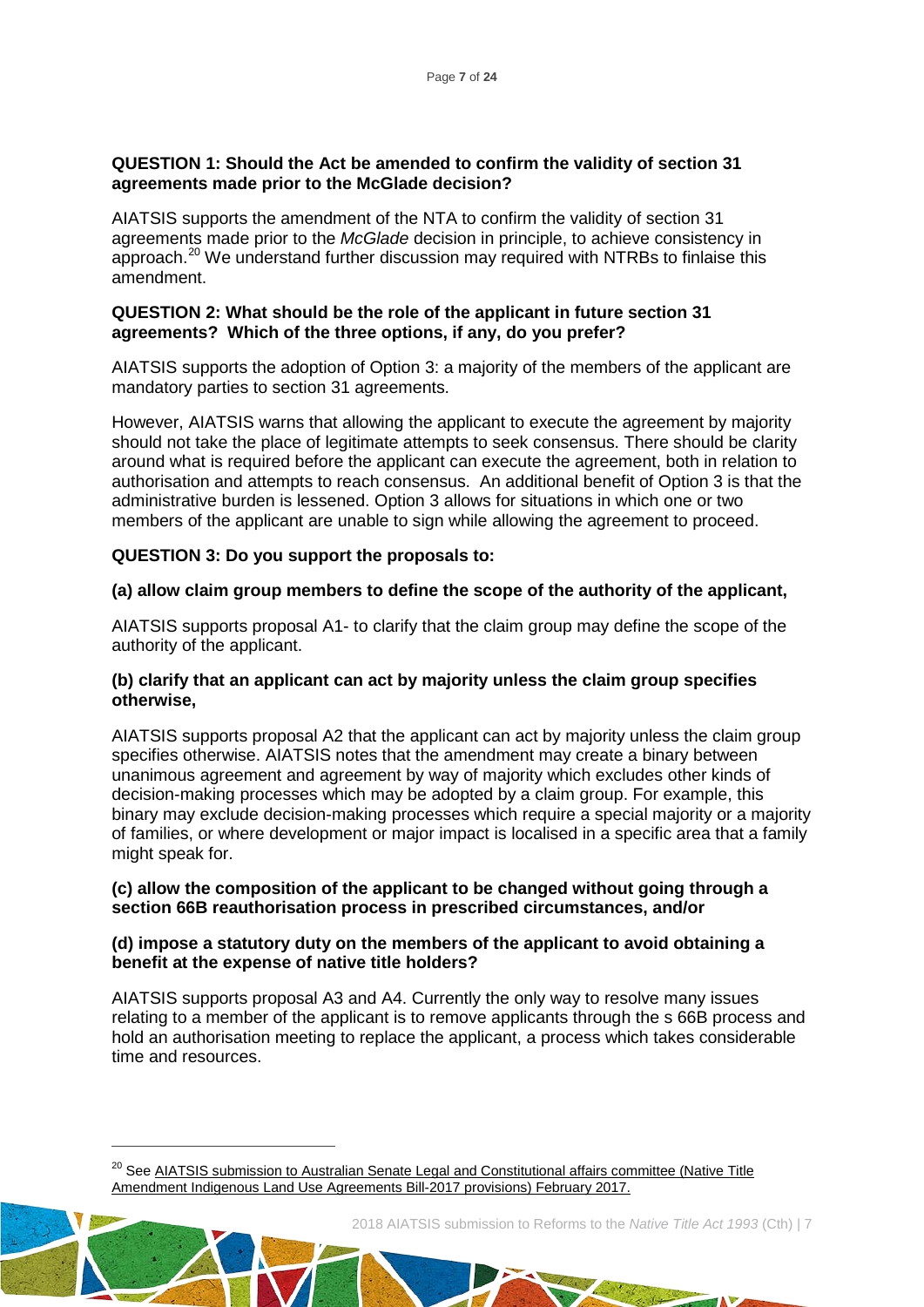**QUESTION 1: Should the Act be amended to confirm the validity of section 31 agreements made prior to the McGlade decision?**

AIATSIS supports the amendment of the NTA to confirm the validity of section 31 agreements made prior to the *McGlade* decision in principle, to achieve consistency in approach.[20] We understand further discussion may required with NTRBs to finlaise this amendment.

**QUESTION 2: What should be the role of the applicant in future section 31 agreements? Which of the three options, if any, do you prefer?**

AIATSIS supports the adoption of Option 3: a majority of the members of the applicant are mandatory parties to section 31 agreements.

However, AIATSIS warns that allowing the applicant to execute the agreement by majority should not take the place of legitimate attempts to seek consensus. There should be clarity around what is required before the applicant can execute the agreement, both in relation to authorisation and attempts to reach consensus. An additional benefit of Option 3 is that the administrative burden is lessened. Option 3 allows for situations in which one or two members of the applicant are unable to sign while allowing the agreement to proceed.

**QUESTION 3: Do you support the proposals to:**

**(a) allow claim group members to define the scope of the authority of the applicant,**

AIATSIS supports proposal A1- to clarify that the claim group may define the scope of the authority of the applicant.

**(b) clarify that an applicant can act by majority unless the claim group specifies otherwise,**

AIATSIS supports proposal A2 that the applicant can act by majority unless the claim group specifies otherwise. AIATSIS notes that the amendment may create a binary between unanimous agreement and agreement by way of majority which excludes other kinds of decision-making processes which may be adopted by a claim group. For example, this binary may exclude decision-making processes which require a special majority or a majority of families, or where development or major impact is localised in a specific area that a family might speak for.

**(c) allow the composition of the applicant to be changed without going through a section 66B reauthorisation process in prescribed circumstances, and/or**

**(d) impose a statutory duty on the members of the applicant to avoid obtaining a benefit at the expense of native title holders?**

AIATSIS supports proposal A3 and A4. Currently the only way to resolve many issues relating to a member of the applicant is to remove applicants through the s 66B process and hold an authorisation meeting to replace the applicant, a process which takes considerable time and resources.

[20] See AIATSIS submission to Australian Senate Legal and Constitutional affairs committee (Native Title Amendment Indigenous Land Use Agreements Bill-2017 provisions) February 2017.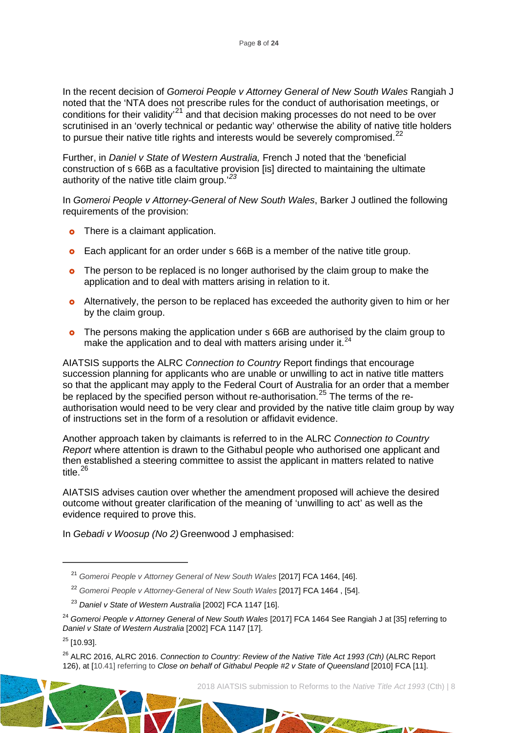In the recent decision of *Gomeroi People v Attorney General of New South Wales* Rangiah J noted that the 'NTA does not prescribe rules for the conduct of authorisation meetings, or conditions for their validity'[21] and that decision making processes do not need to be over scrutinised in an 'overly technical or pedantic way' otherwise the ability of native title holders to pursue their native title rights and interests would be severely compromised.[22]

Further, in *Daniel v State of Western Australia,* French J noted that the 'beneficial construction of s 66B as a facultative provision [is] directed to maintaining the ultimate authority of the native title claim group.'[23]

In *Gomeroi People v Attorney-General of New South Wales*, Barker J outlined the following requirements of the provision:

- There is a claimant application.
- Each applicant for an order under s 66B is a member of the native title group.
- The person to be replaced is no longer authorised by the claim group to make the application and to deal with matters arising in relation to it.
- Alternatively, the person to be replaced has exceeded the authority given to him or her by the claim group.
- The persons making the application under s 66B are authorised by the claim group to make the application and to deal with matters arising under it.[24]

AIATSIS supports the ALRC *Connection to Country* Report findings that encourage succession planning for applicants who are unable or unwilling to act in native title matters so that the applicant may apply to the Federal Court of Australia for an order that a member be replaced by the specified person without re-authorisation.[25] The terms of the re-authorisation would need to be very clear and provided by the native title claim group by way of instructions set in the form of a resolution or affidavit evidence.

Another approach taken by claimants is referred to in the ALRC *Connection to Country Report* where attention is drawn to the Githabul people who authorised one applicant and then established a steering committee to assist the applicant in matters related to native title.[26]

AIATSIS advises caution over whether the amendment proposed will achieve the desired outcome without greater clarification of the meaning of 'unwilling to act' as well as the evidence required to prove this.

In *Gebadi v Woosup (No 2)* Greenwood J emphasised:

---

[21] *Gomeroi People v Attorney General of New South Wales* [2017] FCA 1464, [46].

[22] *Gomeroi People v Attorney-General of New South Wales* [2017] FCA 1464 , [54].

[23] *Daniel v State of Western Australia* [2002] FCA 1147 [16].

[24] *Gomeroi People v Attorney General of New South Wales* [2017] FCA 1464 See Rangiah J at [35] referring to *Daniel v State of Western Australia* [2002] FCA 1147 [17].

[25] [10.93].

[26] ALRC 2016, ALRC 2016. *Connection to Country: Review of the Native Title Act 1993 (Cth)* (ALRC Report 126), at [10.41] referring to *Close on behalf of Githabul People #2 v State of Queensland* [2010] FCA [11].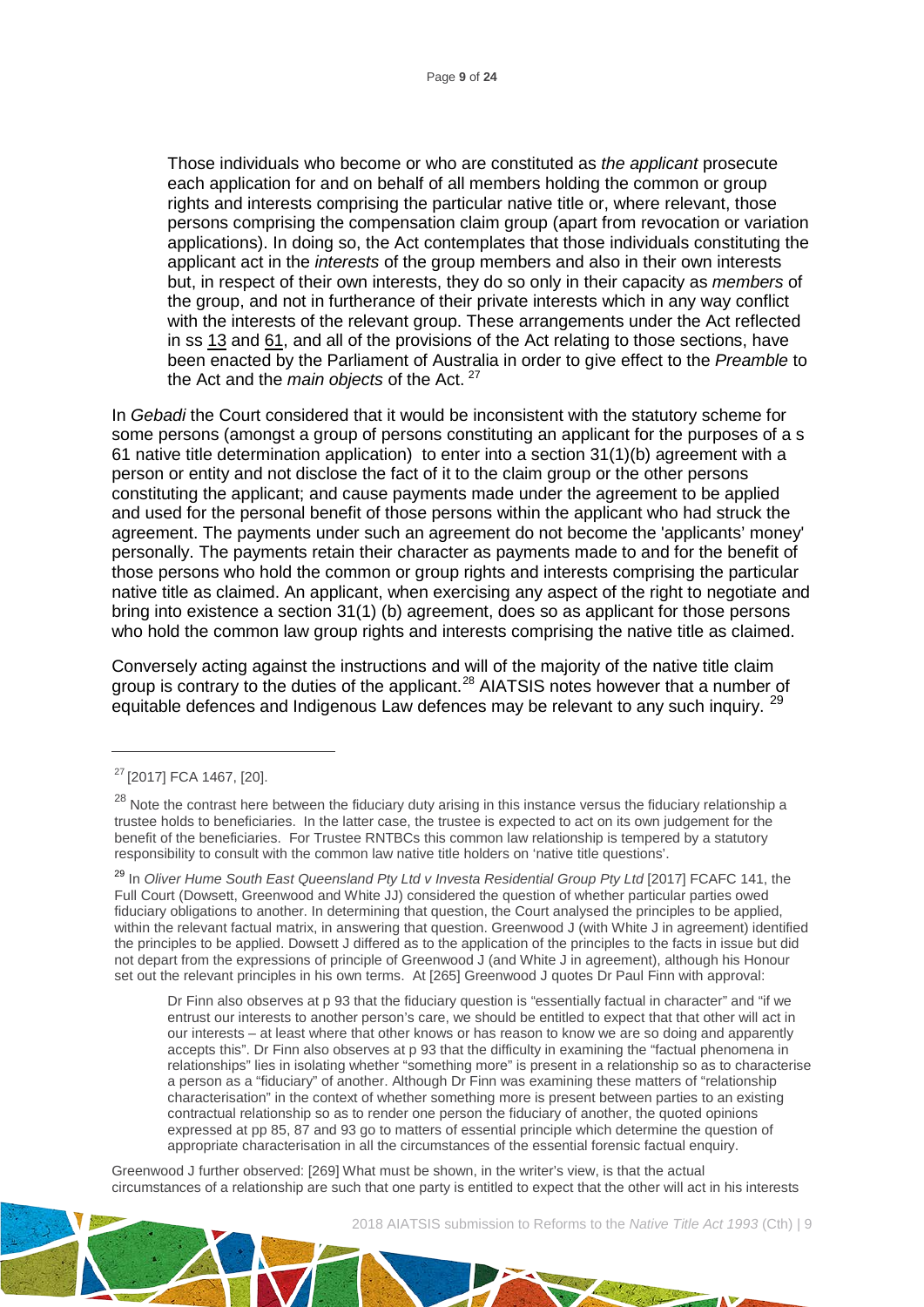> Those individuals who become or who are constituted as *the applicant* prosecute each application for and on behalf of all members holding the common or group rights and interests comprising the particular native title or, where relevant, those persons comprising the compensation claim group (apart from revocation or variation applications). In doing so, the Act contemplates that those individuals constituting the applicant act in the *interests* of the group members and also in their own interests but, in respect of their own interests, they do so only in their capacity as *members* of the group, and not in furtherance of their private interests which in any way conflict with the interests of the relevant group. These arrangements under the Act reflected in ss 13 and 61, and all of the provisions of the Act relating to those sections, have been enacted by the Parliament of Australia in order to give effect to the *Preamble* to the Act and the *main objects* of the Act. [27]

In *Gebadi* the Court considered that it would be inconsistent with the statutory scheme for some persons (amongst a group of persons constituting an applicant for the purposes of a s 61 native title determination application) to enter into a section 31(1)(b) agreement with a person or entity and not disclose the fact of it to the claim group or the other persons constituting the applicant; and cause payments made under the agreement to be applied and used for the personal benefit of those persons within the applicant who had struck the agreement. The payments under such an agreement do not become the 'applicants' money' personally. The payments retain their character as payments made to and for the benefit of those persons who hold the common or group rights and interests comprising the particular native title as claimed. An applicant, when exercising any aspect of the right to negotiate and bring into existence a section 31(1) (b) agreement, does so as applicant for those persons who hold the common law group rights and interests comprising the native title as claimed.

Conversely acting against the instructions and will of the majority of the native title claim group is contrary to the duties of the applicant.[28] AIATSIS notes however that a number of equitable defences and Indigenous Law defences may be relevant to any such inquiry. [29]

---

[27] [2017] FCA 1467, [20].

[28] Note the contrast here between the fiduciary duty arising in this instance versus the fiduciary relationship a trustee holds to beneficiaries. In the latter case, the trustee is expected to act on its own judgement for the benefit of the beneficiaries. For Trustee RNTBCs this common law relationship is tempered by a statutory responsibility to consult with the common law native title holders on 'native title questions'.

[29] In *Oliver Hume South East Queensland Pty Ltd v Investa Residential Group Pty Ltd* [2017] FCAFC 141, the Full Court (Dowsett, Greenwood and White JJ) considered the question of whether particular parties owed fiduciary obligations to another. In determining that question, the Court analysed the principles to be applied, within the relevant factual matrix, in answering that question. Greenwood J (with White J in agreement) identified the principles to be applied. Dowsett J differed as to the application of the principles to the facts in issue but did not depart from the expressions of principle of Greenwood J (and White J in agreement), although his Honour set out the relevant principles in his own terms. At [265] Greenwood J quotes Dr Paul Finn with approval:

> Dr Finn also observes at p 93 that the fiduciary question is "essentially factual in character" and "if we entrust our interests to another person's care, we should be entitled to expect that that other will act in our interests – at least where that other knows or has reason to know we are so doing and apparently accepts this". Dr Finn also observes at p 93 that the difficulty in examining the "factual phenomena in relationships" lies in isolating whether "something more" is present in a relationship so as to characterise a person as a "fiduciary" of another. Although Dr Finn was examining these matters of "relationship characterisation" in the context of whether something more is present between parties to an existing contractual relationship so as to render one person the fiduciary of another, the quoted opinions expressed at pp 85, 87 and 93 go to matters of essential principle which determine the question of appropriate characterisation in all the circumstances of the essential forensic factual enquiry.

Greenwood J further observed: [269] What must be shown, in the writer's view, is that the actual circumstances of a relationship are such that one party is entitled to expect that the other will act in his interests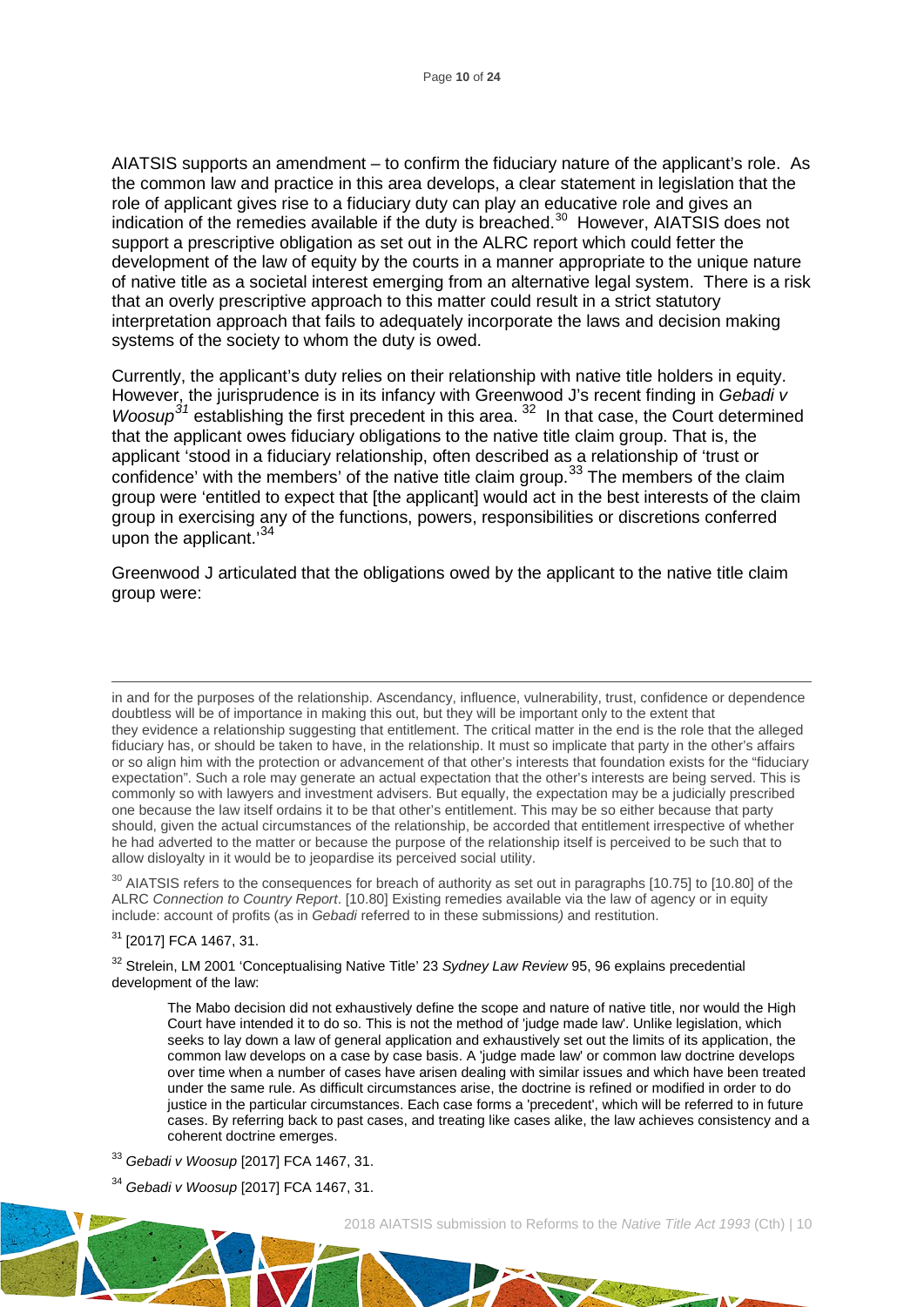AIATSIS supports an amendment – to confirm the fiduciary nature of the applicant's role. As the common law and practice in this area develops, a clear statement in legislation that the role of applicant gives rise to a fiduciary duty can play an educative role and gives an indication of the remedies available if the duty is breached.[30] However, AIATSIS does not support a prescriptive obligation as set out in the ALRC report which could fetter the development of the law of equity by the courts in a manner appropriate to the unique nature of native title as a societal interest emerging from an alternative legal system. There is a risk that an overly prescriptive approach to this matter could result in a strict statutory interpretation approach that fails to adequately incorporate the laws and decision making systems of the society to whom the duty is owed.

Currently, the applicant's duty relies on their relationship with native title holders in equity. However, the jurisprudence is in its infancy with Greenwood J's recent finding in *Gebadi v Woosup*[31] establishing the first precedent in this area.[32] In that case, the Court determined that the applicant owes fiduciary obligations to the native title claim group. That is, the applicant 'stood in a fiduciary relationship, often described as a relationship of 'trust or confidence' with the members' of the native title claim group.[33] The members of the claim group were 'entitled to expect that [the applicant] would act in the best interests of the claim group in exercising any of the functions, powers, responsibilities or discretions conferred upon the applicant.'[34]

Greenwood J articulated that the obligations owed by the applicant to the native title claim group were:

---

in and for the purposes of the relationship. Ascendancy, influence, vulnerability, trust, confidence or dependence doubtless will be of importance in making this out, but they will be important only to the extent that they evidence a relationship suggesting that entitlement. The critical matter in the end is the role that the alleged fiduciary has, or should be taken to have, in the relationship. It must so implicate that party in the other's affairs or so align him with the protection or advancement of that other's interests that foundation exists for the "fiduciary expectation". Such a role may generate an actual expectation that the other's interests are being served. This is commonly so with lawyers and investment advisers. But equally, the expectation may be a judicially prescribed one because the law itself ordains it to be that other's entitlement. This may be so either because that party should, given the actual circumstances of the relationship, be accorded that entitlement irrespective of whether he had adverted to the matter or because the purpose of the relationship itself is perceived to be such that to allow disloyalty in it would be to jeopardise its perceived social utility.

[30] AIATSIS refers to the consequences for breach of authority as set out in paragraphs [10.75] to [10.80] of the ALRC *Connection to Country Report*. [10.80] Existing remedies available via the law of agency or in equity include: account of profits (as in *Gebadi* referred to in these submissions) and restitution.

[31] [2017] FCA 1467, 31.

[32] Strelein, LM 2001 'Conceptualising Native Title' 23 *Sydney Law Review* 95, 96 explains precedential development of the law:

> The Mabo decision did not exhaustively define the scope and nature of native title, nor would the High Court have intended it to do so. This is not the method of 'judge made law'. Unlike legislation, which seeks to lay down a law of general application and exhaustively set out the limits of its application, the common law develops on a case by case basis. A 'judge made law' or common law doctrine develops over time when a number of cases have arisen dealing with similar issues and which have been treated under the same rule. As difficult circumstances arise, the doctrine is refined or modified in order to do justice in the particular circumstances. Each case forms a 'precedent', which will be referred to in future cases. By referring back to past cases, and treating like cases alike, the law achieves consistency and a coherent doctrine emerges.

[33] *Gebadi v Woosup* [2017] FCA 1467, 31.

[34] *Gebadi v Woosup* [2017] FCA 1467, 31.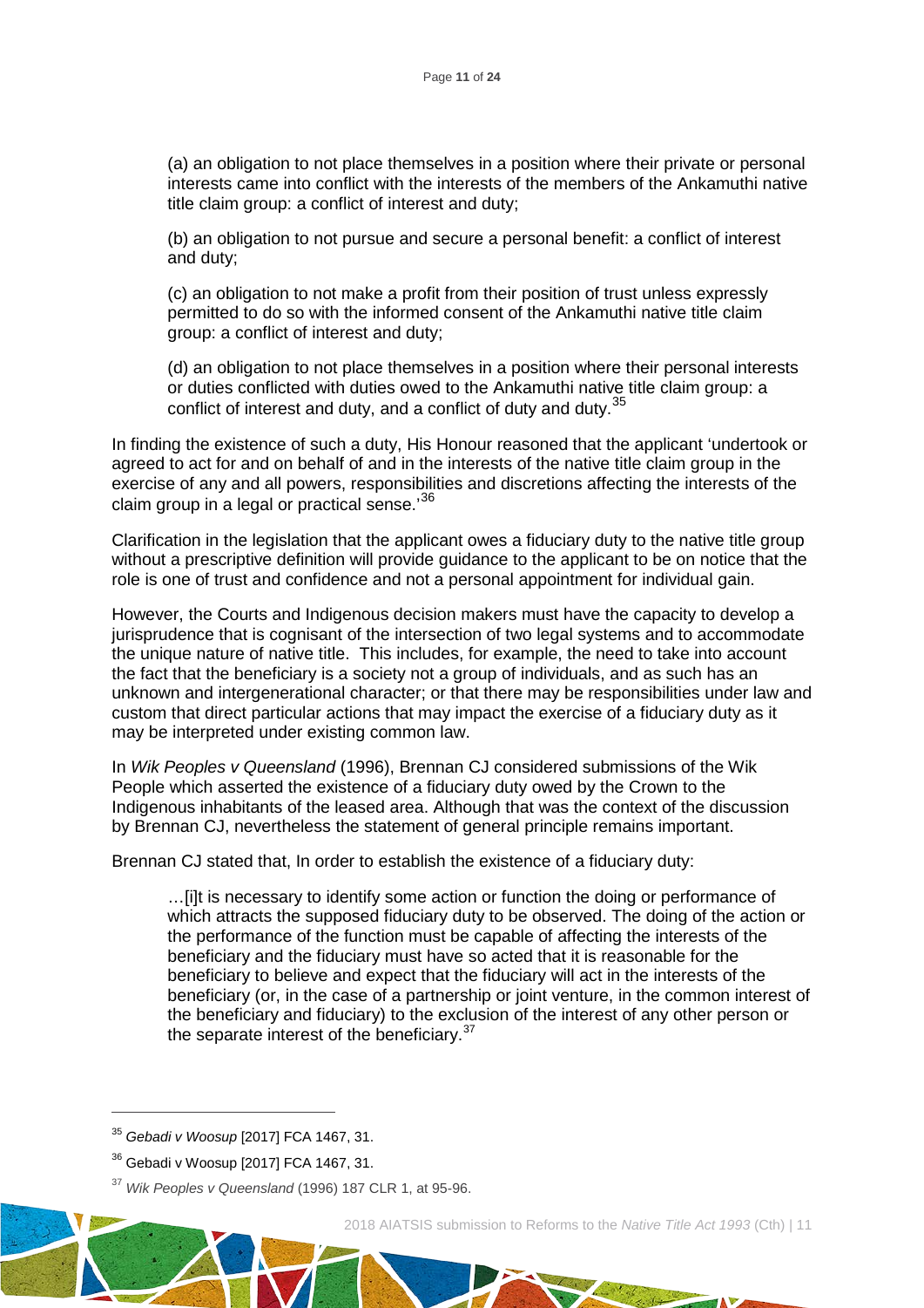(a) an obligation to not place themselves in a position where their private or personal interests came into conflict with the interests of the members of the Ankamuthi native title claim group: a conflict of interest and duty;

(b) an obligation to not pursue and secure a personal benefit: a conflict of interest and duty;

(c) an obligation to not make a profit from their position of trust unless expressly permitted to do so with the informed consent of the Ankamuthi native title claim group: a conflict of interest and duty;

(d) an obligation to not place themselves in a position where their personal interests or duties conflicted with duties owed to the Ankamuthi native title claim group: a conflict of interest and duty, and a conflict of duty and duty.[35]

In finding the existence of such a duty, His Honour reasoned that the applicant 'undertook or agreed to act for and on behalf of and in the interests of the native title claim group in the exercise of any and all powers, responsibilities and discretions affecting the interests of the claim group in a legal or practical sense.'[36]

Clarification in the legislation that the applicant owes a fiduciary duty to the native title group without a prescriptive definition will provide guidance to the applicant to be on notice that the role is one of trust and confidence and not a personal appointment for individual gain.

However, the Courts and Indigenous decision makers must have the capacity to develop a jurisprudence that is cognisant of the intersection of two legal systems and to accommodate the unique nature of native title. This includes, for example, the need to take into account the fact that the beneficiary is a society not a group of individuals, and as such has an unknown and intergenerational character; or that there may be responsibilities under law and custom that direct particular actions that may impact the exercise of a fiduciary duty as it may be interpreted under existing common law.

In *Wik Peoples v Queensland* (1996), Brennan CJ considered submissions of the Wik People which asserted the existence of a fiduciary duty owed by the Crown to the Indigenous inhabitants of the leased area. Although that was the context of the discussion by Brennan CJ, nevertheless the statement of general principle remains important.

Brennan CJ stated that, In order to establish the existence of a fiduciary duty:

> …[i]t is necessary to identify some action or function the doing or performance of which attracts the supposed fiduciary duty to be observed. The doing of the action or the performance of the function must be capable of affecting the interests of the beneficiary and the fiduciary must have so acted that it is reasonable for the beneficiary to believe and expect that the fiduciary will act in the interests of the beneficiary (or, in the case of a partnership or joint venture, in the common interest of the beneficiary and fiduciary) to the exclusion of the interest of any other person or the separate interest of the beneficiary.[37]

---

[35] *Gebadi v Woosup* [2017] FCA 1467, 31.

[36] Gebadi v Woosup [2017] FCA 1467, 31.

[37] *Wik Peoples v Queensland* (1996) 187 CLR 1, at 95-96.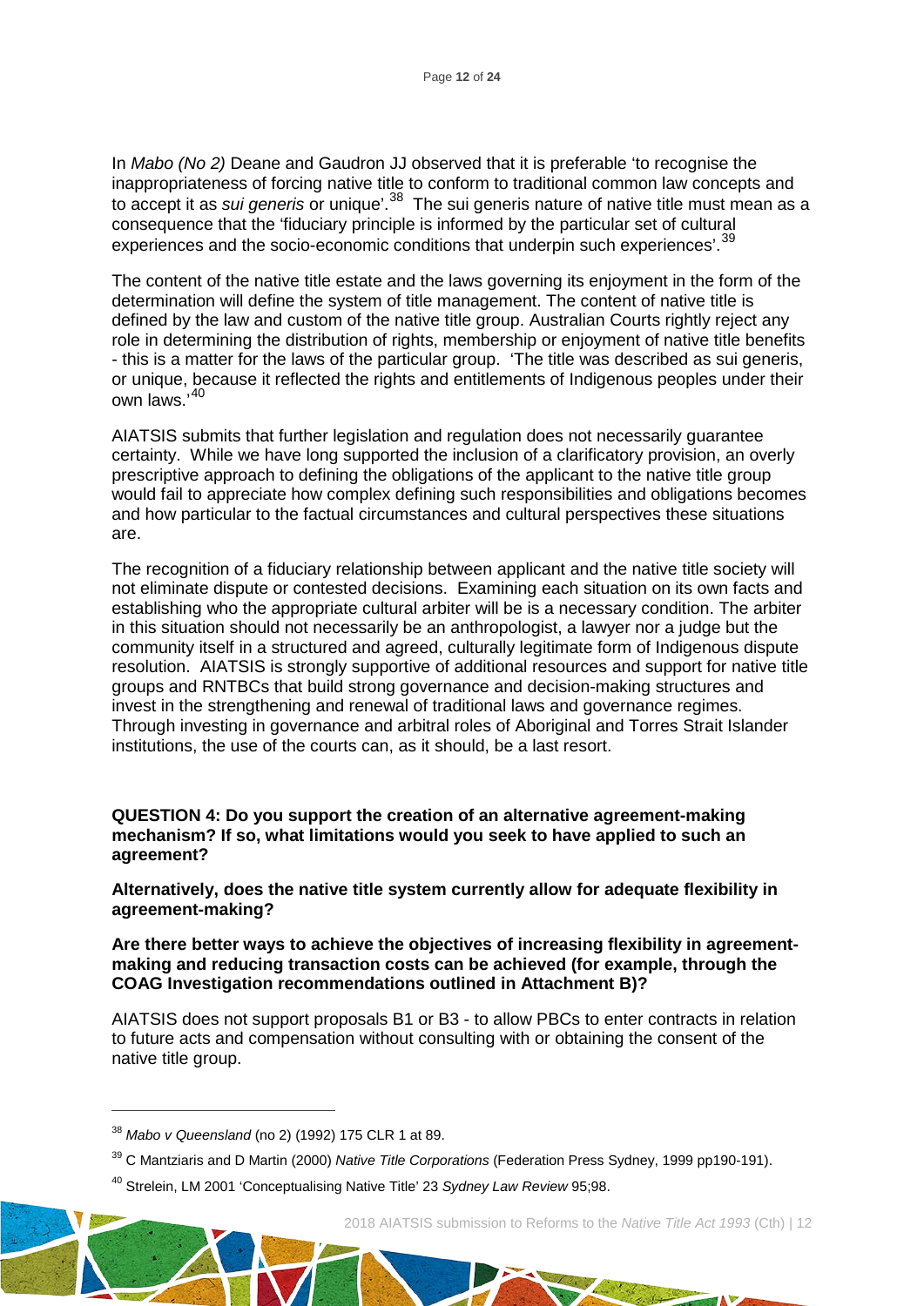In *Mabo (No 2)* Deane and Gaudron JJ observed that it is preferable 'to recognise the inappropriateness of forcing native title to conform to traditional common law concepts and to accept it as *sui generis* or unique'.[38] The sui generis nature of native title must mean as a consequence that the 'fiduciary principle is informed by the particular set of cultural experiences and the socio-economic conditions that underpin such experiences'.[39]

The content of the native title estate and the laws governing its enjoyment in the form of the determination will define the system of title management. The content of native title is defined by the law and custom of the native title group. Australian Courts rightly reject any role in determining the distribution of rights, membership or enjoyment of native title benefits - this is a matter for the laws of the particular group. 'The title was described as sui generis, or unique, because it reflected the rights and entitlements of Indigenous peoples under their own laws.'[40]

AIATSIS submits that further legislation and regulation does not necessarily guarantee certainty. While we have long supported the inclusion of a clarificatory provision, an overly prescriptive approach to defining the obligations of the applicant to the native title group would fail to appreciate how complex defining such responsibilities and obligations becomes and how particular to the factual circumstances and cultural perspectives these situations are.

The recognition of a fiduciary relationship between applicant and the native title society will not eliminate dispute or contested decisions. Examining each situation on its own facts and establishing who the appropriate cultural arbiter will be is a necessary condition. The arbiter in this situation should not necessarily be an anthropologist, a lawyer nor a judge but the community itself in a structured and agreed, culturally legitimate form of Indigenous dispute resolution. AIATSIS is strongly supportive of additional resources and support for native title groups and RNTBCs that build strong governance and decision-making structures and invest in the strengthening and renewal of traditional laws and governance regimes. Through investing in governance and arbitral roles of Aboriginal and Torres Strait Islander institutions, the use of the courts can, as it should, be a last resort.

**QUESTION 4: Do you support the creation of an alternative agreement-making mechanism? If so, what limitations would you seek to have applied to such an agreement?**

**Alternatively, does the native title system currently allow for adequate flexibility in agreement-making?**

**Are there better ways to achieve the objectives of increasing flexibility in agreement-making and reducing transaction costs can be achieved (for example, through the COAG Investigation recommendations outlined in Attachment B)?**

AIATSIS does not support proposals B1 or B3 - to allow PBCs to enter contracts in relation to future acts and compensation without consulting with or obtaining the consent of the native title group.

---

[38] *Mabo v Queensland* (no 2) (1992) 175 CLR 1 at 89.

[39] C Mantziaris and D Martin (2000) *Native Title Corporations* (Federation Press Sydney, 1999 pp190-191).

[40] Strelein, LM 2001 'Conceptualising Native Title' 23 *Sydney Law Review* 95;98.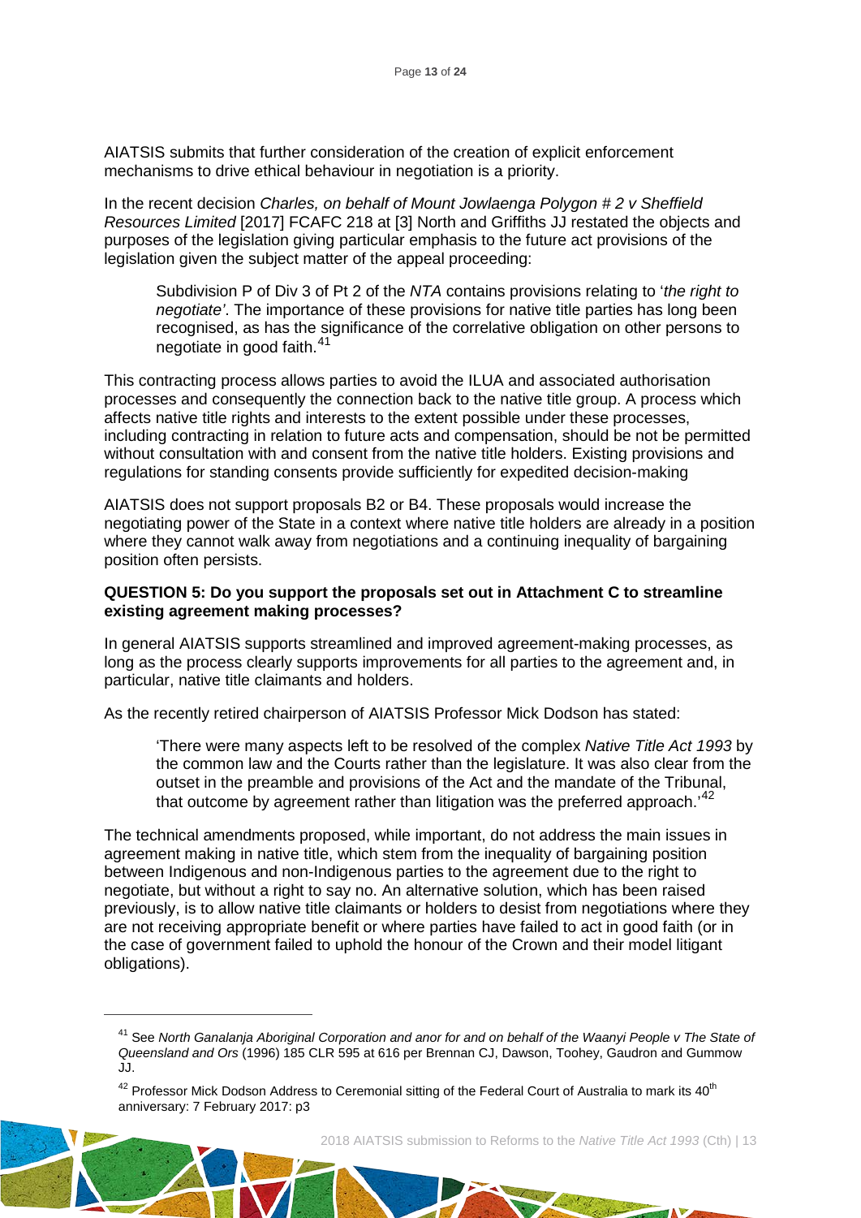AIATSIS submits that further consideration of the creation of explicit enforcement mechanisms to drive ethical behaviour in negotiation is a priority.

In the recent decision *Charles, on behalf of Mount Jowlaenga Polygon # 2 v Sheffield Resources Limited* [2017] FCAFC 218 at [3] North and Griffiths JJ restated the objects and purposes of the legislation giving particular emphasis to the future act provisions of the legislation given the subject matter of the appeal proceeding:

> Subdivision P of Div 3 of Pt 2 of the *NTA* contains provisions relating to '*the right to negotiate'*. The importance of these provisions for native title parties has long been recognised, as has the significance of the correlative obligation on other persons to negotiate in good faith.[41]

This contracting process allows parties to avoid the ILUA and associated authorisation processes and consequently the connection back to the native title group. A process which affects native title rights and interests to the extent possible under these processes, including contracting in relation to future acts and compensation, should be not be permitted without consultation with and consent from the native title holders. Existing provisions and regulations for standing consents provide sufficiently for expedited decision-making

AIATSIS does not support proposals B2 or B4. These proposals would increase the negotiating power of the State in a context where native title holders are already in a position where they cannot walk away from negotiations and a continuing inequality of bargaining position often persists.

**QUESTION 5: Do you support the proposals set out in Attachment C to streamline existing agreement making processes?**

In general AIATSIS supports streamlined and improved agreement-making processes, as long as the process clearly supports improvements for all parties to the agreement and, in particular, native title claimants and holders.

As the recently retired chairperson of AIATSIS Professor Mick Dodson has stated:

> 'There were many aspects left to be resolved of the complex *Native Title Act 1993* by the common law and the Courts rather than the legislature. It was also clear from the outset in the preamble and provisions of the Act and the mandate of the Tribunal, that outcome by agreement rather than litigation was the preferred approach.'[42]

The technical amendments proposed, while important, do not address the main issues in agreement making in native title, which stem from the inequality of bargaining position between Indigenous and non-Indigenous parties to the agreement due to the right to negotiate, but without a right to say no. An alternative solution, which has been raised previously, is to allow native title claimants or holders to desist from negotiations where they are not receiving appropriate benefit or where parties have failed to act in good faith (or in the case of government failed to uphold the honour of the Crown and their model litigant obligations).

---

[41] See *North Ganalanja Aboriginal Corporation and anor for and on behalf of the Waanyi People v The State of Queensland and Ors* (1996) 185 CLR 595 at 616 per Brennan CJ, Dawson, Toohey, Gaudron and Gummow JJ.

[42] Professor Mick Dodson Address to Ceremonial sitting of the Federal Court of Australia to mark its 40th anniversary: 7 February 2017: p3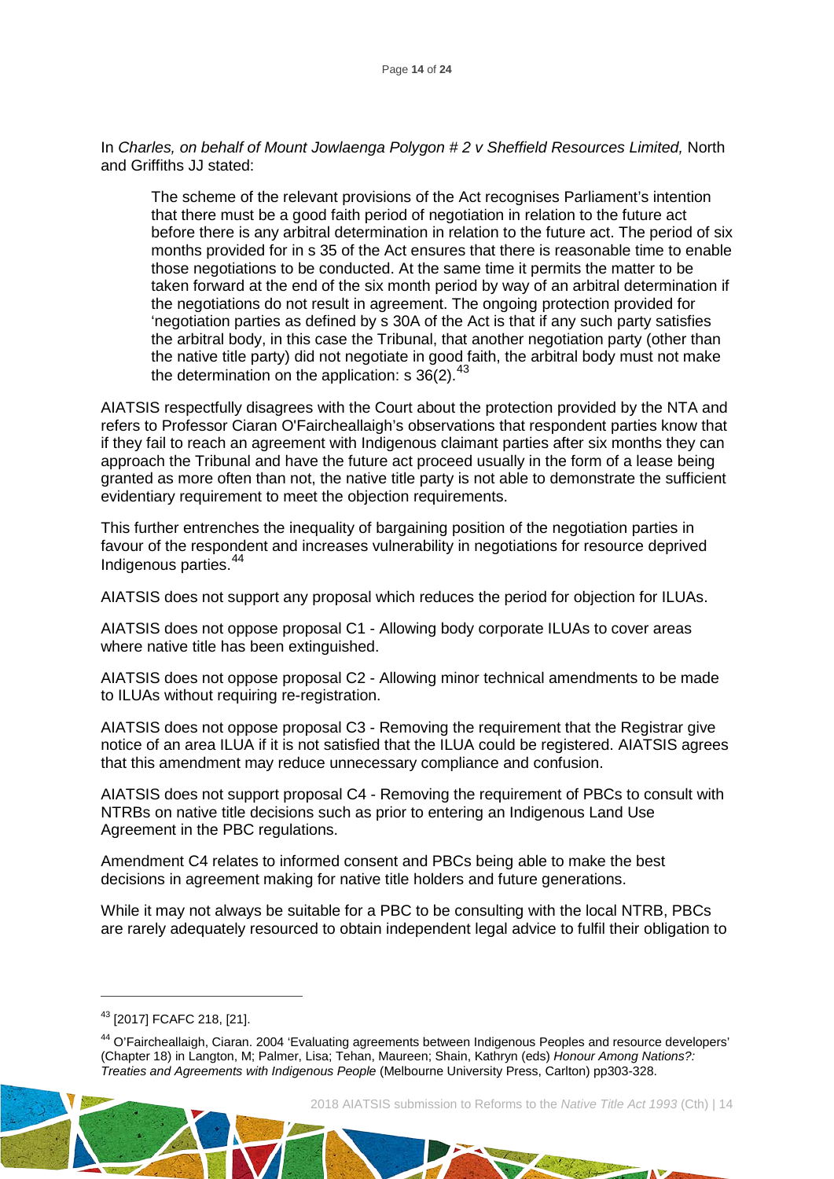In *Charles, on behalf of Mount Jowlaenga Polygon # 2 v Sheffield Resources Limited,* North and Griffiths JJ stated:

> The scheme of the relevant provisions of the Act recognises Parliament's intention that there must be a good faith period of negotiation in relation to the future act before there is any arbitral determination in relation to the future act. The period of six months provided for in s 35 of the Act ensures that there is reasonable time to enable those negotiations to be conducted. At the same time it permits the matter to be taken forward at the end of the six month period by way of an arbitral determination if the negotiations do not result in agreement. The ongoing protection provided for 'negotiation parties as defined by s 30A of the Act is that if any such party satisfies the arbitral body, in this case the Tribunal, that another negotiation party (other than the native title party) did not negotiate in good faith, the arbitral body must not make the determination on the application: s 36(2).[43]

AIATSIS respectfully disagrees with the Court about the protection provided by the NTA and refers to Professor Ciaran O'Faircheallaigh's observations that respondent parties know that if they fail to reach an agreement with Indigenous claimant parties after six months they can approach the Tribunal and have the future act proceed usually in the form of a lease being granted as more often than not, the native title party is not able to demonstrate the sufficient evidentiary requirement to meet the objection requirements.

This further entrenches the inequality of bargaining position of the negotiation parties in favour of the respondent and increases vulnerability in negotiations for resource deprived Indigenous parties.[44]

AIATSIS does not support any proposal which reduces the period for objection for ILUAs.

AIATSIS does not oppose proposal C1 - Allowing body corporate ILUAs to cover areas where native title has been extinguished.

AIATSIS does not oppose proposal C2 - Allowing minor technical amendments to be made to ILUAs without requiring re-registration.

AIATSIS does not oppose proposal C3 - Removing the requirement that the Registrar give notice of an area ILUA if it is not satisfied that the ILUA could be registered. AIATSIS agrees that this amendment may reduce unnecessary compliance and confusion.

AIATSIS does not support proposal C4 - Removing the requirement of PBCs to consult with NTRBs on native title decisions such as prior to entering an Indigenous Land Use Agreement in the PBC regulations.

Amendment C4 relates to informed consent and PBCs being able to make the best decisions in agreement making for native title holders and future generations.

While it may not always be suitable for a PBC to be consulting with the local NTRB, PBCs are rarely adequately resourced to obtain independent legal advice to fulfil their obligation to

---

[43] [2017] FCAFC 218, [21].

[44] O'Faircheallaigh, Ciaran. 2004 'Evaluating agreements between Indigenous Peoples and resource developers' (Chapter 18) in Langton, M; Palmer, Lisa; Tehan, Maureen; Shain, Kathryn (eds) *Honour Among Nations?: Treaties and Agreements with Indigenous People* (Melbourne University Press, Carlton) pp303-328.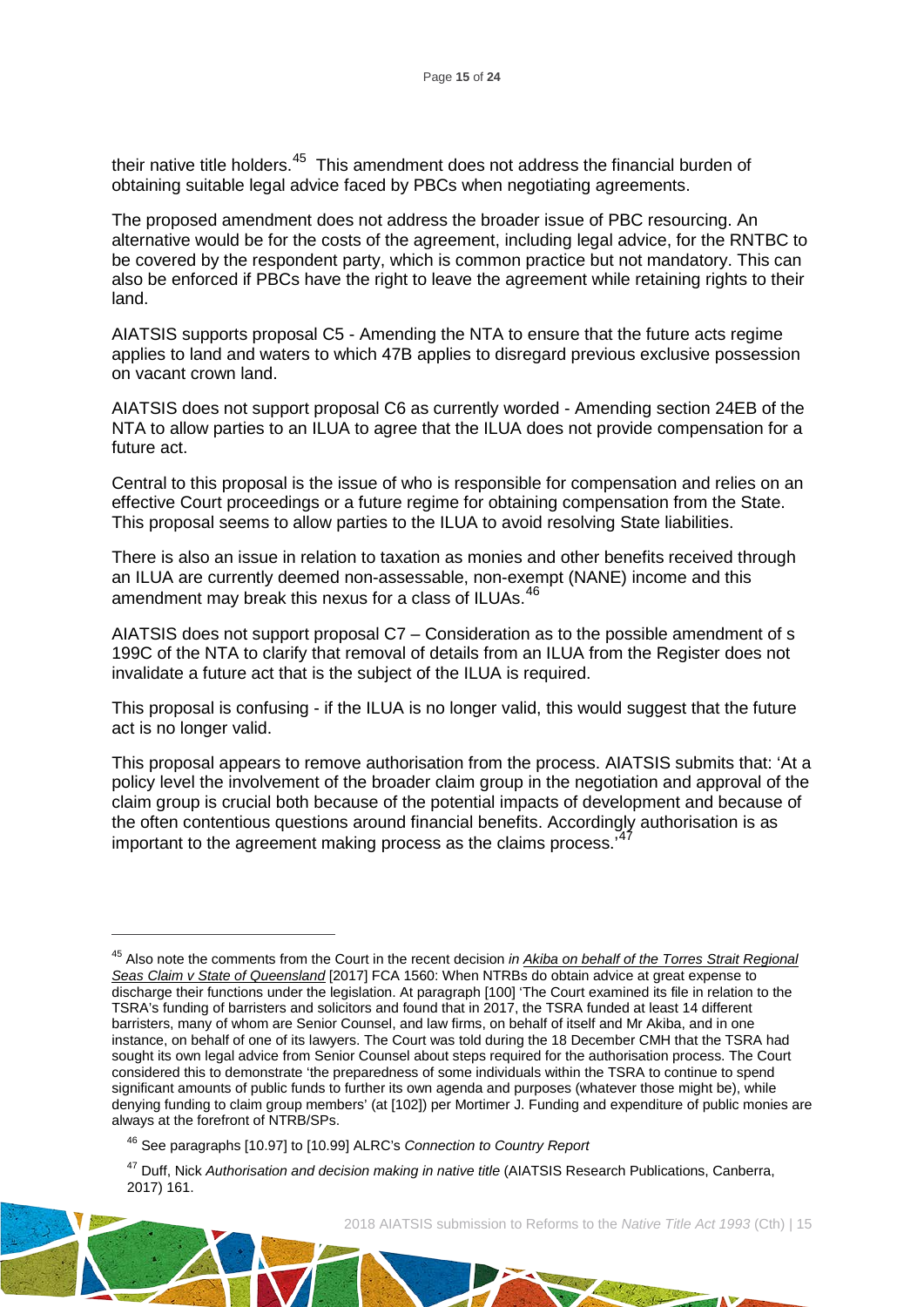their native title holders.[45] This amendment does not address the financial burden of obtaining suitable legal advice faced by PBCs when negotiating agreements.

The proposed amendment does not address the broader issue of PBC resourcing. An alternative would be for the costs of the agreement, including legal advice, for the RNTBC to be covered by the respondent party, which is common practice but not mandatory. This can also be enforced if PBCs have the right to leave the agreement while retaining rights to their land.

AIATSIS supports proposal C5 - Amending the NTA to ensure that the future acts regime applies to land and waters to which 47B applies to disregard previous exclusive possession on vacant crown land.

AIATSIS does not support proposal C6 as currently worded - Amending section 24EB of the NTA to allow parties to an ILUA to agree that the ILUA does not provide compensation for a future act.

Central to this proposal is the issue of who is responsible for compensation and relies on an effective Court proceedings or a future regime for obtaining compensation from the State. This proposal seems to allow parties to the ILUA to avoid resolving State liabilities.

There is also an issue in relation to taxation as monies and other benefits received through an ILUA are currently deemed non-assessable, non-exempt (NANE) income and this amendment may break this nexus for a class of ILUAs.[46]

AIATSIS does not support proposal C7 – Consideration as to the possible amendment of s 199C of the NTA to clarify that removal of details from an ILUA from the Register does not invalidate a future act that is the subject of the ILUA is required.

This proposal is confusing - if the ILUA is no longer valid, this would suggest that the future act is no longer valid.

This proposal appears to remove authorisation from the process. AIATSIS submits that: 'At a policy level the involvement of the broader claim group in the negotiation and approval of the claim group is crucial both because of the potential impacts of development and because of the often contentious questions around financial benefits. Accordingly authorisation is as important to the agreement making process as the claims process.'[47]

---

[45] Also note the comments from the Court in the recent decision *in Akiba on behalf of the Torres Strait Regional Seas Claim v State of Queensland* [2017] FCA 1560: When NTRBs do obtain advice at great expense to discharge their functions under the legislation. At paragraph [100] 'The Court examined its file in relation to the TSRA's funding of barristers and solicitors and found that in 2017, the TSRA funded at least 14 different barristers, many of whom are Senior Counsel, and law firms, on behalf of itself and Mr Akiba, and in one instance, on behalf of one of its lawyers. The Court was told during the 18 December CMH that the TSRA had sought its own legal advice from Senior Counsel about steps required for the authorisation process. The Court considered this to demonstrate 'the preparedness of some individuals within the TSRA to continue to spend significant amounts of public funds to further its own agenda and purposes (whatever those might be), while denying funding to claim group members' (at [102]) per Mortimer J. Funding and expenditure of public monies are always at the forefront of NTRB/SPs.

[46] See paragraphs [10.97] to [10.99] ALRC's *Connection to Country Report*

[47] Duff, Nick *Authorisation and decision making in native title* (AIATSIS Research Publications, Canberra, 2017) 161.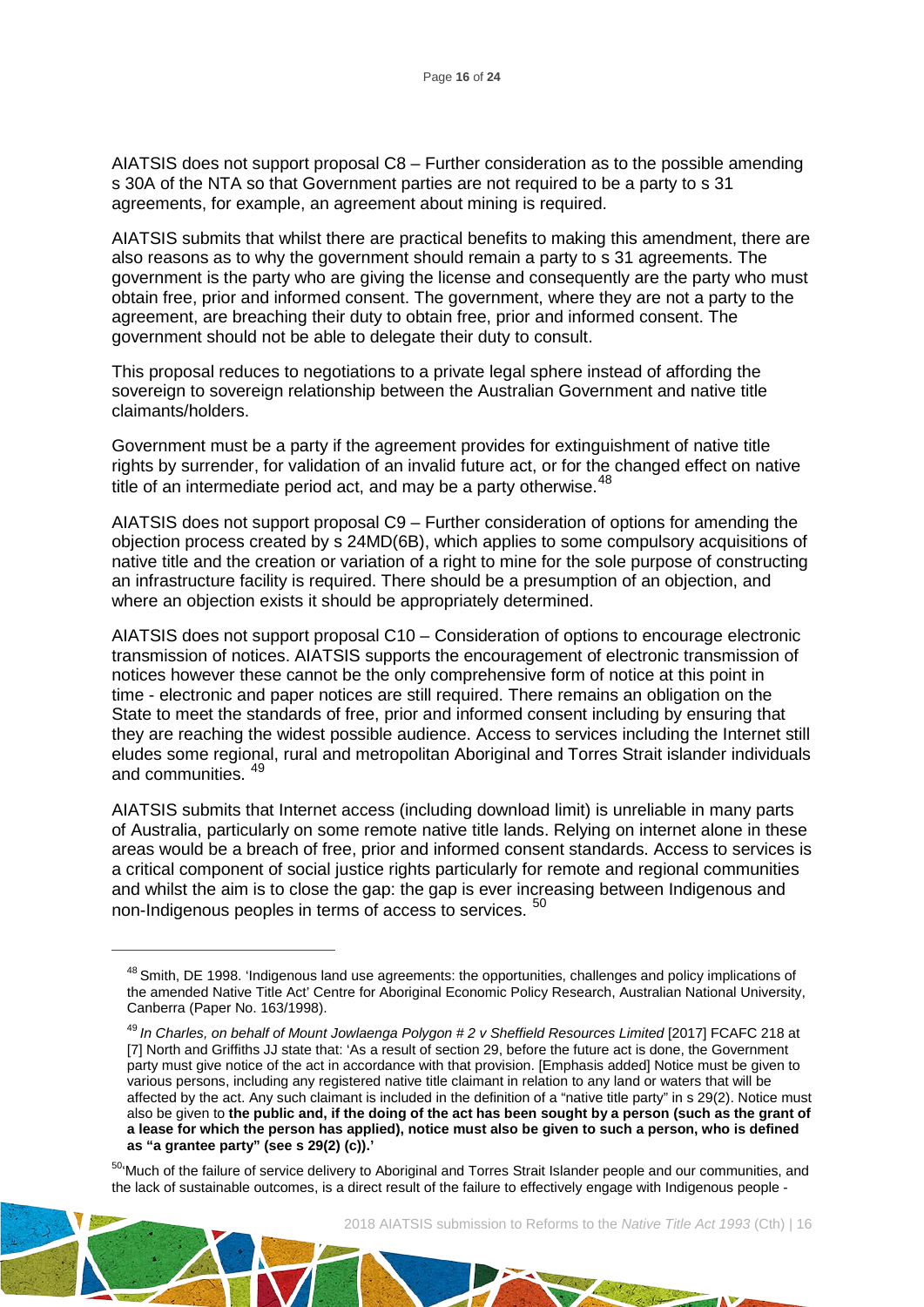AIATSIS does not support proposal C8 – Further consideration as to the possible amending s 30A of the NTA so that Government parties are not required to be a party to s 31 agreements, for example, an agreement about mining is required.

AIATSIS submits that whilst there are practical benefits to making this amendment, there are also reasons as to why the government should remain a party to s 31 agreements. The government is the party who are giving the license and consequently are the party who must obtain free, prior and informed consent. The government, where they are not a party to the agreement, are breaching their duty to obtain free, prior and informed consent. The government should not be able to delegate their duty to consult.

This proposal reduces to negotiations to a private legal sphere instead of affording the sovereign to sovereign relationship between the Australian Government and native title claimants/holders.

Government must be a party if the agreement provides for extinguishment of native title rights by surrender, for validation of an invalid future act, or for the changed effect on native title of an intermediate period act, and may be a party otherwise.[48]

AIATSIS does not support proposal C9 – Further consideration of options for amending the objection process created by s 24MD(6B), which applies to some compulsory acquisitions of native title and the creation or variation of a right to mine for the sole purpose of constructing an infrastructure facility is required. There should be a presumption of an objection, and where an objection exists it should be appropriately determined.

AIATSIS does not support proposal C10 – Consideration of options to encourage electronic transmission of notices. AIATSIS supports the encouragement of electronic transmission of notices however these cannot be the only comprehensive form of notice at this point in time - electronic and paper notices are still required. There remains an obligation on the State to meet the standards of free, prior and informed consent including by ensuring that they are reaching the widest possible audience. Access to services including the Internet still eludes some regional, rural and metropolitan Aboriginal and Torres Strait islander individuals and communities. [49]

AIATSIS submits that Internet access (including download limit) is unreliable in many parts of Australia, particularly on some remote native title lands. Relying on internet alone in these areas would be a breach of free, prior and informed consent standards. Access to services is a critical component of social justice rights particularly for remote and regional communities and whilst the aim is to close the gap: the gap is ever increasing between Indigenous and non-Indigenous peoples in terms of access to services. [50]

---

[48] Smith, DE 1998. 'Indigenous land use agreements: the opportunities, challenges and policy implications of the amended Native Title Act' Centre for Aboriginal Economic Policy Research, Australian National University, Canberra (Paper No. 163/1998).

[49] *In Charles, on behalf of Mount Jowlaenga Polygon # 2 v Sheffield Resources Limited* [2017] FCAFC 218 at [7] North and Griffiths JJ state that: 'As a result of section 29, before the future act is done, the Government party must give notice of the act in accordance with that provision. [Emphasis added] Notice must be given to various persons, including any registered native title claimant in relation to any land or waters that will be affected by the act. Any such claimant is included in the definition of a "native title party" in s 29(2). Notice must also be given to **the public and, if the doing of the act has been sought by a person (such as the grant of a lease for which the person has applied), notice must also be given to such a person, who is defined as "a grantee party" (see s 29(2) (c)).'**

[50] 'Much of the failure of service delivery to Aboriginal and Torres Strait Islander people and our communities, and the lack of sustainable outcomes, is a direct result of the failure to effectively engage with Indigenous people -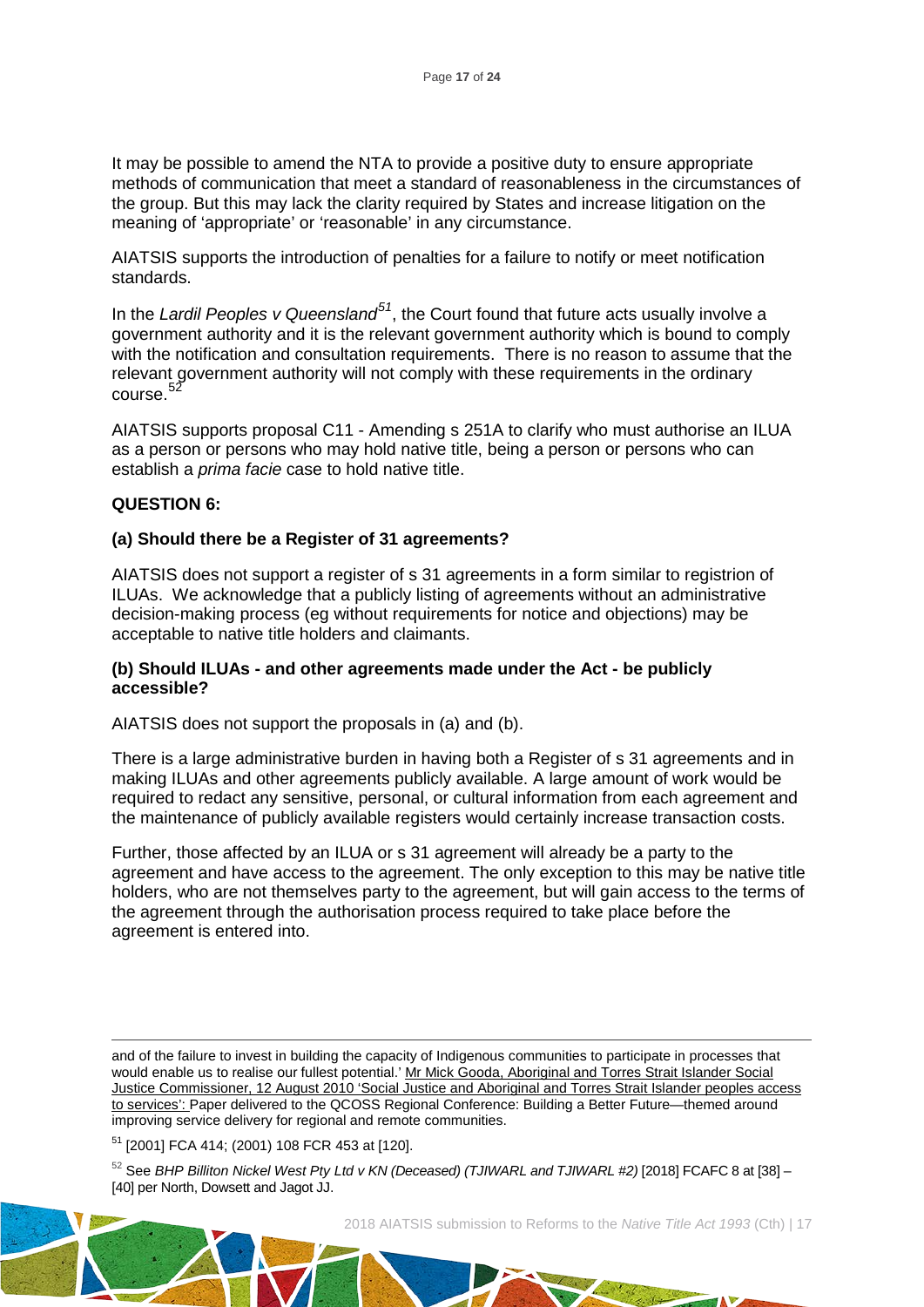It may be possible to amend the NTA to provide a positive duty to ensure appropriate methods of communication that meet a standard of reasonableness in the circumstances of the group. But this may lack the clarity required by States and increase litigation on the meaning of 'appropriate' or 'reasonable' in any circumstance.

AIATSIS supports the introduction of penalties for a failure to notify or meet notification standards.

In the *Lardil Peoples v Queensland*[51], the Court found that future acts usually involve a government authority and it is the relevant government authority which is bound to comply with the notification and consultation requirements. There is no reason to assume that the relevant government authority will not comply with these requirements in the ordinary course.[52]

AIATSIS supports proposal C11 - Amending s 251A to clarify who must authorise an ILUA as a person or persons who may hold native title, being a person or persons who can establish a *prima facie* case to hold native title.

**QUESTION 6:**

**(a) Should there be a Register of 31 agreements?**

AIATSIS does not support a register of s 31 agreements in a form similar to registrion of ILUAs. We acknowledge that a publicly listing of agreements without an administrative decision-making process (eg without requirements for notice and objections) may be acceptable to native title holders and claimants.

**(b) Should ILUAs - and other agreements made under the Act - be publicly accessible?**

AIATSIS does not support the proposals in (a) and (b).

There is a large administrative burden in having both a Register of s 31 agreements and in making ILUAs and other agreements publicly available. A large amount of work would be required to redact any sensitive, personal, or cultural information from each agreement and the maintenance of publicly available registers would certainly increase transaction costs.

Further, those affected by an ILUA or s 31 agreement will already be a party to the agreement and have access to the agreement. The only exception to this may be native title holders, who are not themselves party to the agreement, but will gain access to the terms of the agreement through the authorisation process required to take place before the agreement is entered into.

---

and of the failure to invest in building the capacity of Indigenous communities to participate in processes that would enable us to realise our fullest potential.' Mr Mick Gooda, Aboriginal and Torres Strait Islander Social Justice Commissioner, 12 August 2010 'Social Justice and Aboriginal and Torres Strait Islander peoples access to services': Paper delivered to the QCOSS Regional Conference: Building a Better Future—themed around improving service delivery for regional and remote communities.

[51] [2001] FCA 414; (2001) 108 FCR 453 at [120].

[52] See *BHP Billiton Nickel West Pty Ltd v KN (Deceased) (TJIWARL and TJIWARL #2)* [2018] FCAFC 8 at [38] – [40] per North, Dowsett and Jagot JJ.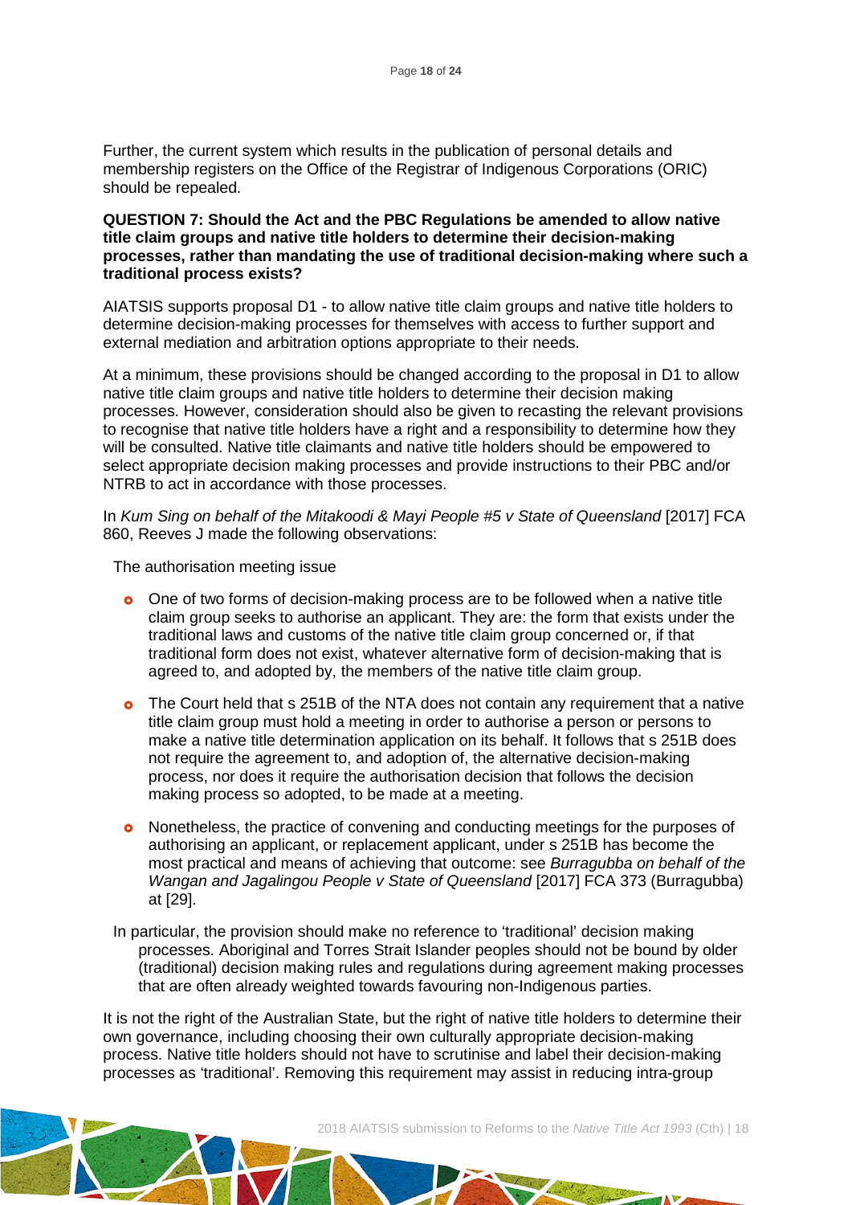Further, the current system which results in the publication of personal details and membership registers on the Office of the Registrar of Indigenous Corporations (ORIC) should be repealed.

**QUESTION 7: Should the Act and the PBC Regulations be amended to allow native title claim groups and native title holders to determine their decision-making processes, rather than mandating the use of traditional decision-making where such a traditional process exists?**

AIATSIS supports proposal D1 - to allow native title claim groups and native title holders to determine decision-making processes for themselves with access to further support and external mediation and arbitration options appropriate to their needs.

At a minimum, these provisions should be changed according to the proposal in D1 to allow native title claim groups and native title holders to determine their decision making processes. However, consideration should also be given to recasting the relevant provisions to recognise that native title holders have a right and a responsibility to determine how they will be consulted. Native title claimants and native title holders should be empowered to select appropriate decision making processes and provide instructions to their PBC and/or NTRB to act in accordance with those processes.

In *Kum Sing on behalf of the Mitakoodi & Mayi People #5 v State of Queensland* [2017] FCA 860, Reeves J made the following observations:

> The authorisation meeting issue
>
> - One of two forms of decision-making process are to be followed when a native title claim group seeks to authorise an applicant. They are: the form that exists under the traditional laws and customs of the native title claim group concerned or, if that traditional form does not exist, whatever alternative form of decision-making that is agreed to, and adopted by, the members of the native title claim group.
> - The Court held that s 251B of the NTA does not contain any requirement that a native title claim group must hold a meeting in order to authorise a person or persons to make a native title determination application on its behalf. It follows that s 251B does not require the agreement to, and adoption of, the alternative decision-making process, nor does it require the authorisation decision that follows the decision making process so adopted, to be made at a meeting.
> - Nonetheless, the practice of convening and conducting meetings for the purposes of authorising an applicant, or replacement applicant, under s 251B has become the most practical and means of achieving that outcome: see *Burragubba on behalf of the Wangan and Jagalingou People v State of Queensland* [2017] FCA 373 (Burragubba) at [29].

In particular, the provision should make no reference to 'traditional' decision making processes. Aboriginal and Torres Strait Islander peoples should not be bound by older (traditional) decision making rules and regulations during agreement making processes that are often already weighted towards favouring non-Indigenous parties.

It is not the right of the Australian State, but the right of native title holders to determine their own governance, including choosing their own culturally appropriate decision-making process. Native title holders should not have to scrutinise and label their decision-making processes as 'traditional'. Removing this requirement may assist in reducing intra-group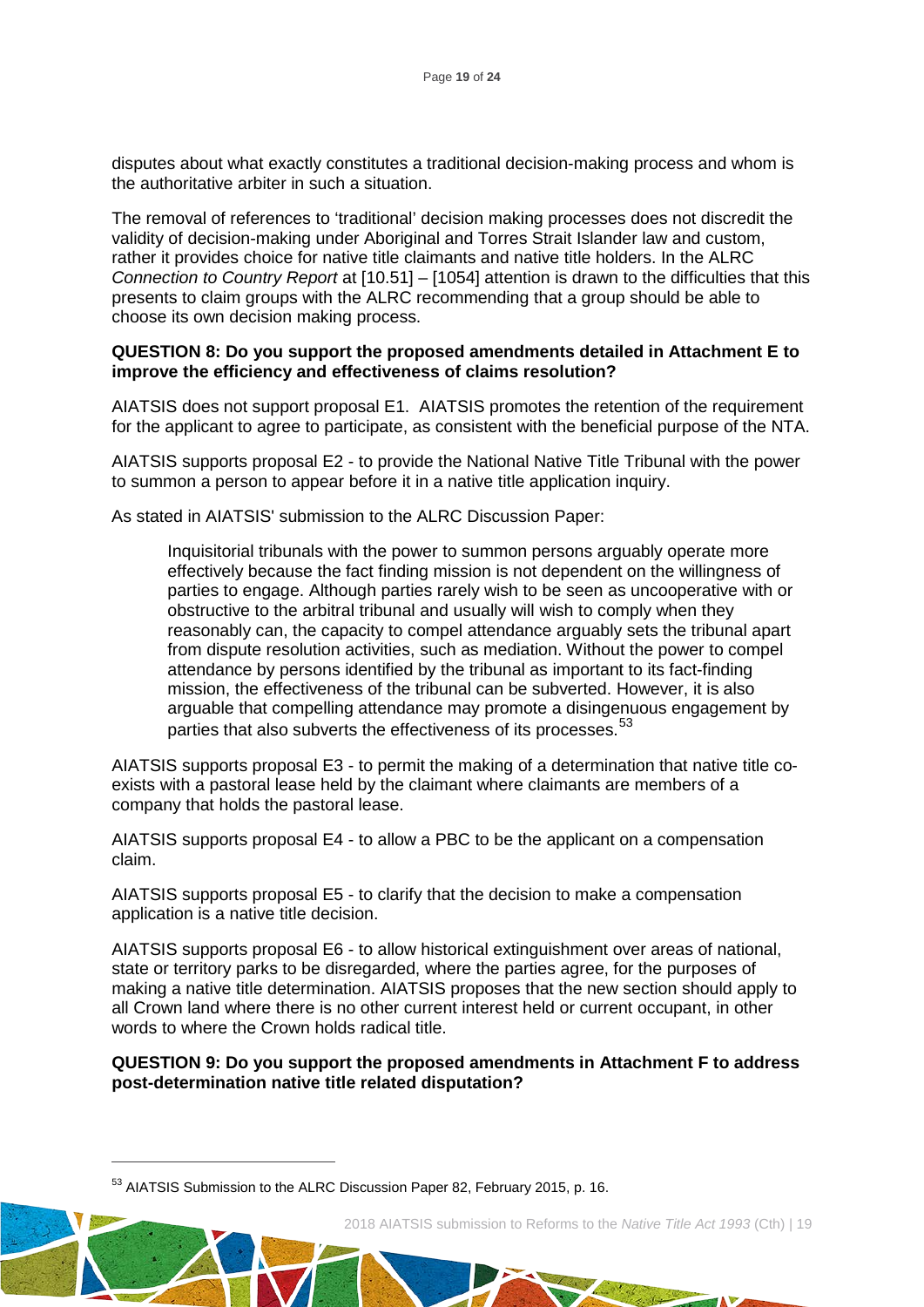disputes about what exactly constitutes a traditional decision-making process and whom is the authoritative arbiter in such a situation.

The removal of references to 'traditional' decision making processes does not discredit the validity of decision-making under Aboriginal and Torres Strait Islander law and custom, rather it provides choice for native title claimants and native title holders. In the ALRC *Connection to Country Report* at [10.51] – [1054] attention is drawn to the difficulties that this presents to claim groups with the ALRC recommending that a group should be able to choose its own decision making process.

**QUESTION 8: Do you support the proposed amendments detailed in Attachment E to improve the efficiency and effectiveness of claims resolution?**

AIATSIS does not support proposal E1. AIATSIS promotes the retention of the requirement for the applicant to agree to participate, as consistent with the beneficial purpose of the NTA.

AIATSIS supports proposal E2 - to provide the National Native Title Tribunal with the power to summon a person to appear before it in a native title application inquiry.

As stated in AIATSIS' submission to the ALRC Discussion Paper:

> Inquisitorial tribunals with the power to summon persons arguably operate more effectively because the fact finding mission is not dependent on the willingness of parties to engage. Although parties rarely wish to be seen as uncooperative with or obstructive to the arbitral tribunal and usually will wish to comply when they reasonably can, the capacity to compel attendance arguably sets the tribunal apart from dispute resolution activities, such as mediation. Without the power to compel attendance by persons identified by the tribunal as important to its fact-finding mission, the effectiveness of the tribunal can be subverted. However, it is also arguable that compelling attendance may promote a disingenuous engagement by parties that also subverts the effectiveness of its processes.[53]

AIATSIS supports proposal E3 - to permit the making of a determination that native title co-exists with a pastoral lease held by the claimant where claimants are members of a company that holds the pastoral lease.

AIATSIS supports proposal E4 - to allow a PBC to be the applicant on a compensation claim.

AIATSIS supports proposal E5 - to clarify that the decision to make a compensation application is a native title decision.

AIATSIS supports proposal E6 - to allow historical extinguishment over areas of national, state or territory parks to be disregarded, where the parties agree, for the purposes of making a native title determination. AIATSIS proposes that the new section should apply to all Crown land where there is no other current interest held or current occupant, in other words to where the Crown holds radical title.

**QUESTION 9: Do you support the proposed amendments in Attachment F to address post-determination native title related disputation?**

---

[53] AIATSIS Submission to the ALRC Discussion Paper 82, February 2015, p. 16.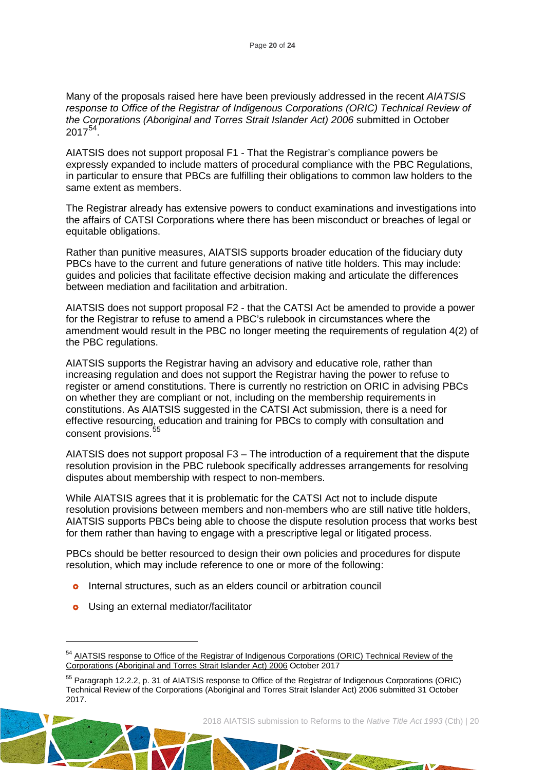Many of the proposals raised here have been previously addressed in the recent *AIATSIS response to Office of the Registrar of Indigenous Corporations (ORIC) Technical Review of the Corporations (Aboriginal and Torres Strait Islander Act) 2006* submitted in October 2017[54].

AIATSIS does not support proposal F1 - That the Registrar's compliance powers be expressly expanded to include matters of procedural compliance with the PBC Regulations, in particular to ensure that PBCs are fulfilling their obligations to common law holders to the same extent as members.

The Registrar already has extensive powers to conduct examinations and investigations into the affairs of CATSI Corporations where there has been misconduct or breaches of legal or equitable obligations.

Rather than punitive measures, AIATSIS supports broader education of the fiduciary duty PBCs have to the current and future generations of native title holders. This may include: guides and policies that facilitate effective decision making and articulate the differences between mediation and facilitation and arbitration.

AIATSIS does not support proposal F2 - that the CATSI Act be amended to provide a power for the Registrar to refuse to amend a PBC's rulebook in circumstances where the amendment would result in the PBC no longer meeting the requirements of regulation 4(2) of the PBC regulations.

AIATSIS supports the Registrar having an advisory and educative role, rather than increasing regulation and does not support the Registrar having the power to refuse to register or amend constitutions. There is currently no restriction on ORIC in advising PBCs on whether they are compliant or not, including on the membership requirements in constitutions. As AIATSIS suggested in the CATSI Act submission, there is a need for effective resourcing, education and training for PBCs to comply with consultation and consent provisions.[55]

AIATSIS does not support proposal F3 – The introduction of a requirement that the dispute resolution provision in the PBC rulebook specifically addresses arrangements for resolving disputes about membership with respect to non-members.

While AIATSIS agrees that it is problematic for the CATSI Act not to include dispute resolution provisions between members and non-members who are still native title holders, AIATSIS supports PBCs being able to choose the dispute resolution process that works best for them rather than having to engage with a prescriptive legal or litigated process.

PBCs should be better resourced to design their own policies and procedures for dispute resolution, which may include reference to one or more of the following:

- Internal structures, such as an elders council or arbitration council
- Using an external mediator/facilitator

---

[54] AIATSIS response to Office of the Registrar of Indigenous Corporations (ORIC) Technical Review of the Corporations (Aboriginal and Torres Strait Islander Act) 2006 October 2017

[55] Paragraph 12.2.2, p. 31 of AIATSIS response to Office of the Registrar of Indigenous Corporations (ORIC) Technical Review of the Corporations (Aboriginal and Torres Strait Islander Act) 2006 submitted 31 October 2017.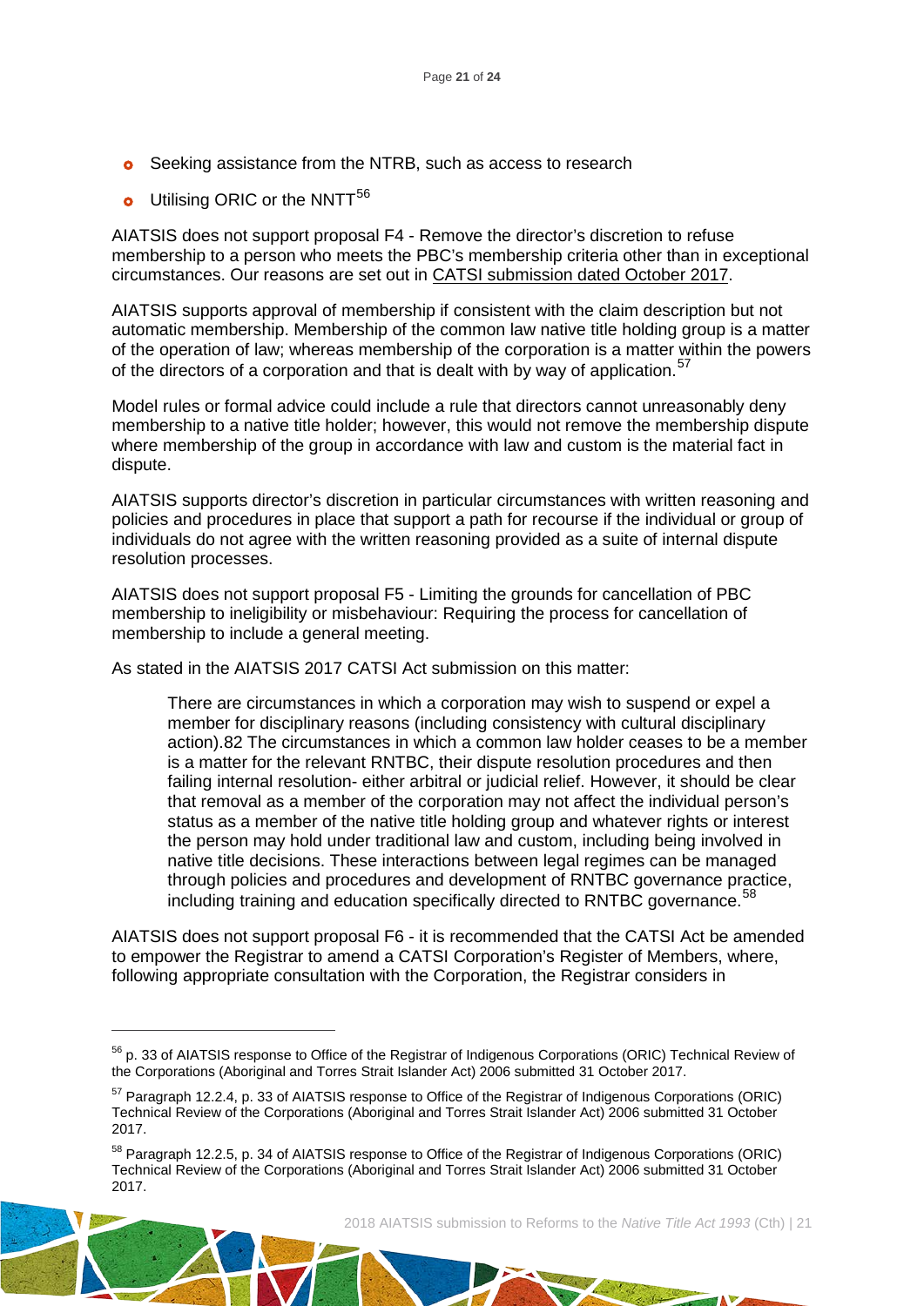- Seeking assistance from the NTRB, such as access to research
- Utilising ORIC or the NNTT[56]

AIATSIS does not support proposal F4 - Remove the director's discretion to refuse membership to a person who meets the PBC's membership criteria other than in exceptional circumstances. Our reasons are set out in CATSI submission dated October 2017.

AIATSIS supports approval of membership if consistent with the claim description but not automatic membership. Membership of the common law native title holding group is a matter of the operation of law; whereas membership of the corporation is a matter within the powers of the directors of a corporation and that is dealt with by way of application.[57]

Model rules or formal advice could include a rule that directors cannot unreasonably deny membership to a native title holder; however, this would not remove the membership dispute where membership of the group in accordance with law and custom is the material fact in dispute.

AIATSIS supports director's discretion in particular circumstances with written reasoning and policies and procedures in place that support a path for recourse if the individual or group of individuals do not agree with the written reasoning provided as a suite of internal dispute resolution processes.

AIATSIS does not support proposal F5 - Limiting the grounds for cancellation of PBC membership to ineligibility or misbehaviour: Requiring the process for cancellation of membership to include a general meeting.

As stated in the AIATSIS 2017 CATSI Act submission on this matter:

> There are circumstances in which a corporation may wish to suspend or expel a member for disciplinary reasons (including consistency with cultural disciplinary action).82 The circumstances in which a common law holder ceases to be a member is a matter for the relevant RNTBC, their dispute resolution procedures and then failing internal resolution- either arbitral or judicial relief. However, it should be clear that removal as a member of the corporation may not affect the individual person's status as a member of the native title holding group and whatever rights or interest the person may hold under traditional law and custom, including being involved in native title decisions. These interactions between legal regimes can be managed through policies and procedures and development of RNTBC governance practice, including training and education specifically directed to RNTBC governance.[58]

AIATSIS does not support proposal F6 - it is recommended that the CATSI Act be amended to empower the Registrar to amend a CATSI Corporation's Register of Members, where, following appropriate consultation with the Corporation, the Registrar considers in

---

[56] p. 33 of AIATSIS response to Office of the Registrar of Indigenous Corporations (ORIC) Technical Review of the Corporations (Aboriginal and Torres Strait Islander Act) 2006 submitted 31 October 2017.

[57] Paragraph 12.2.4, p. 33 of AIATSIS response to Office of the Registrar of Indigenous Corporations (ORIC) Technical Review of the Corporations (Aboriginal and Torres Strait Islander Act) 2006 submitted 31 October 2017.

[58] Paragraph 12.2.5, p. 34 of AIATSIS response to Office of the Registrar of Indigenous Corporations (ORIC) Technical Review of the Corporations (Aboriginal and Torres Strait Islander Act) 2006 submitted 31 October 2017.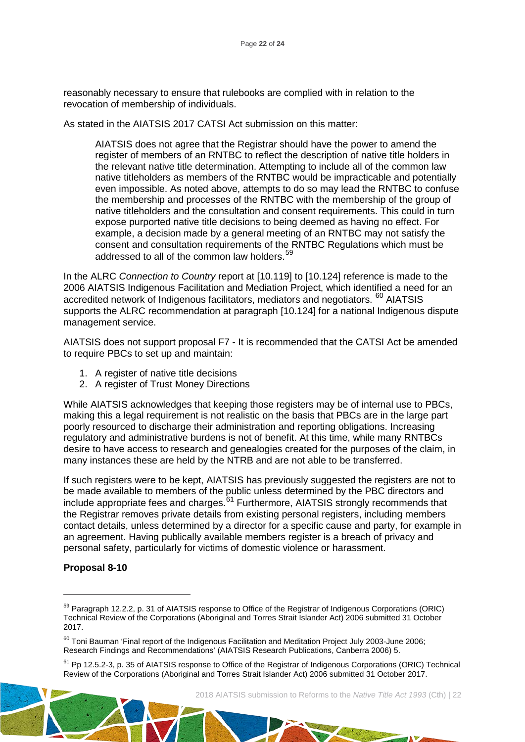reasonably necessary to ensure that rulebooks are complied with in relation to the revocation of membership of individuals.

As stated in the AIATSIS 2017 CATSI Act submission on this matter:

> AIATSIS does not agree that the Registrar should have the power to amend the register of members of an RNTBC to reflect the description of native title holders in the relevant native title determination. Attempting to include all of the common law native titleholders as members of the RNTBC would be impracticable and potentially even impossible. As noted above, attempts to do so may lead the RNTBC to confuse the membership and processes of the RNTBC with the membership of the group of native titleholders and the consultation and consent requirements. This could in turn expose purported native title decisions to being deemed as having no effect. For example, a decision made by a general meeting of an RNTBC may not satisfy the consent and consultation requirements of the RNTBC Regulations which must be addressed to all of the common law holders.[59]

In the ALRC *Connection to Country* report at [10.119] to [10.124] reference is made to the 2006 AIATSIS Indigenous Facilitation and Mediation Project, which identified a need for an accredited network of Indigenous facilitators, mediators and negotiators. [60] AIATSIS supports the ALRC recommendation at paragraph [10.124] for a national Indigenous dispute management service.

AIATSIS does not support proposal F7 - It is recommended that the CATSI Act be amended to require PBCs to set up and maintain:

1. A register of native title decisions
2. A register of Trust Money Directions

While AIATSIS acknowledges that keeping those registers may be of internal use to PBCs, making this a legal requirement is not realistic on the basis that PBCs are in the large part poorly resourced to discharge their administration and reporting obligations. Increasing regulatory and administrative burdens is not of benefit. At this time, while many RNTBCs desire to have access to research and genealogies created for the purposes of the claim, in many instances these are held by the NTRB and are not able to be transferred.

If such registers were to be kept, AIATSIS has previously suggested the registers are not to be made available to members of the public unless determined by the PBC directors and include appropriate fees and charges.[61] Furthermore, AIATSIS strongly recommends that the Registrar removes private details from existing personal registers, including members contact details, unless determined by a director for a specific cause and party, for example in an agreement. Having publically available members register is a breach of privacy and personal safety, particularly for victims of domestic violence or harassment.

**Proposal 8-10**

---

[59] Paragraph 12.2.2, p. 31 of AIATSIS response to Office of the Registrar of Indigenous Corporations (ORIC) Technical Review of the Corporations (Aboriginal and Torres Strait Islander Act) 2006 submitted 31 October 2017.

[60] Toni Bauman 'Final report of the Indigenous Facilitation and Meditation Project July 2003-June 2006; Research Findings and Recommendations' (AIATSIS Research Publications, Canberra 2006) 5.

[61] Pp 12.5.2-3, p. 35 of AIATSIS response to Office of the Registrar of Indigenous Corporations (ORIC) Technical Review of the Corporations (Aboriginal and Torres Strait Islander Act) 2006 submitted 31 October 2017.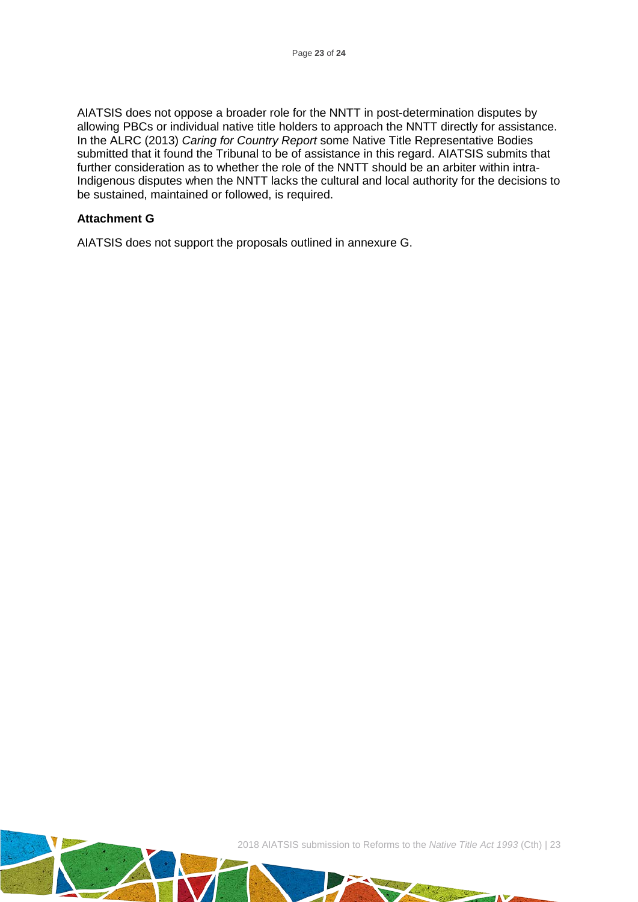AIATSIS does not oppose a broader role for the NNTT in post-determination disputes by allowing PBCs or individual native title holders to approach the NNTT directly for assistance. In the ALRC (2013) *Caring for Country Report* some Native Title Representative Bodies submitted that it found the Tribunal to be of assistance in this regard. AIATSIS submits that further consideration as to whether the role of the NNTT should be an arbiter within intra-Indigenous disputes when the NNTT lacks the cultural and local authority for the decisions to be sustained, maintained or followed, is required.

**Attachment G**

AIATSIS does not support the proposals outlined in annexure G.